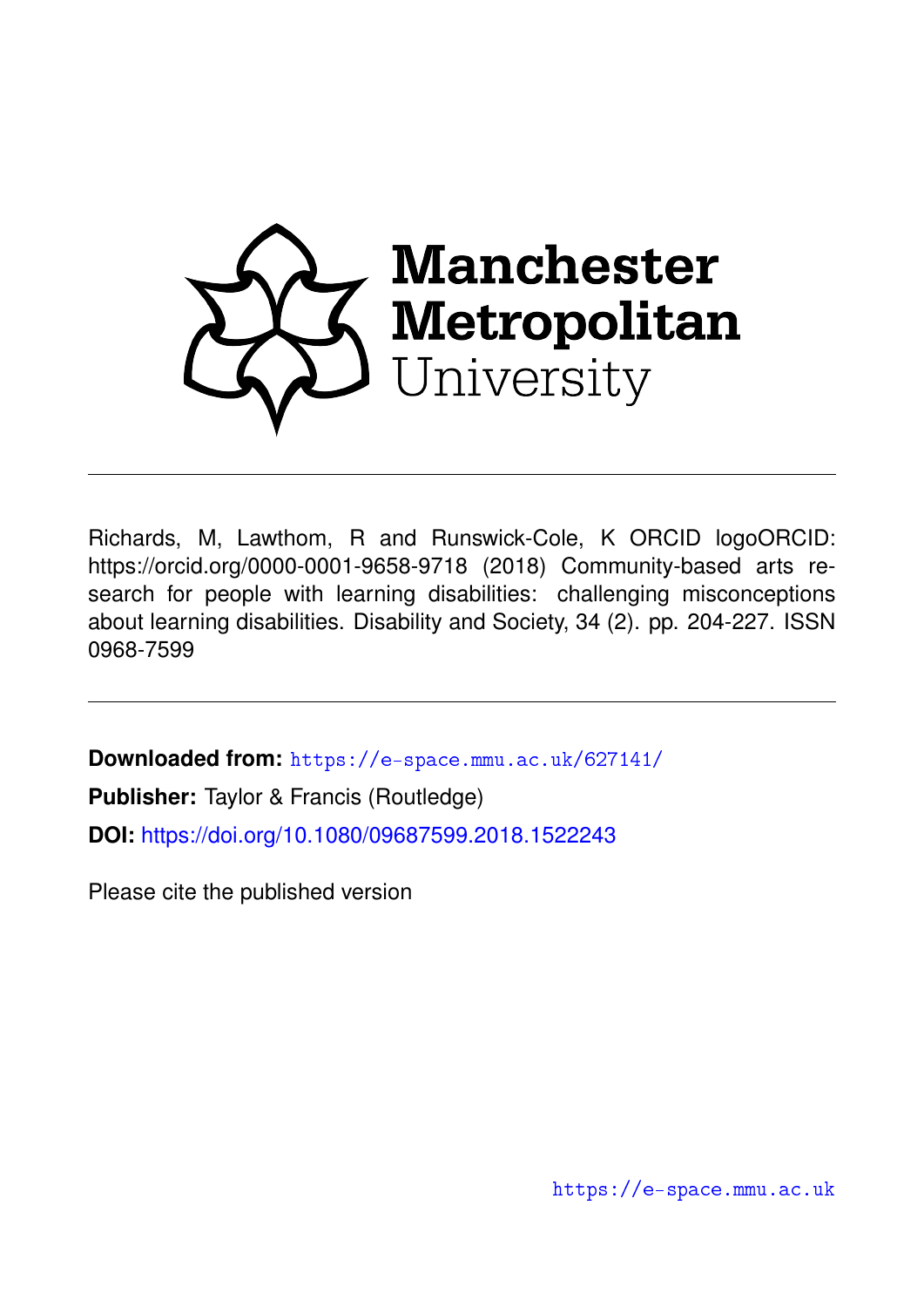Manchester Metropolitan University

Richards, M, Lawthom, R and Runswick-Cole, K ORCID logoORCID: https://orcid.org/0000-0001-9658-9718 (2018) Community-based arts research for people with learning disabilities: challenging misconceptions about learning disabilities. Disability and Society, 34 (2). pp. 204-227. ISSN 0968-7599

**Downloaded from:** https://e-space.mmu.ac.uk/627141/

**Publisher:** Taylor & Francis (Routledge)

**DOI:** https://doi.org/10.1080/09687599.2018.1522243

Please cite the published version

https://e-space.mmu.ac.uk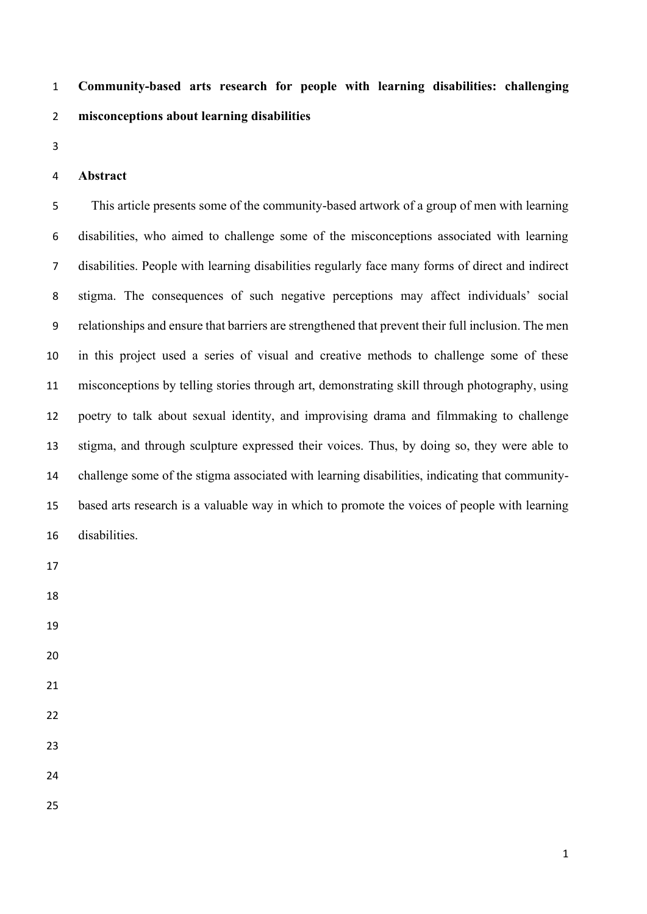**Community-based arts research for people with learning disabilities: challenging misconceptions about learning disabilities**

## Abstract

This article presents some of the community-based artwork of a group of men with learning disabilities, who aimed to challenge some of the misconceptions associated with learning disabilities. People with learning disabilities regularly face many forms of direct and indirect stigma. The consequences of such negative perceptions may affect individuals' social relationships and ensure that barriers are strengthened that prevent their full inclusion. The men in this project used a series of visual and creative methods to challenge some of these misconceptions by telling stories through art, demonstrating skill through photography, using poetry to talk about sexual identity, and improvising drama and filmmaking to challenge stigma, and through sculpture expressed their voices. Thus, by doing so, they were able to challenge some of the stigma associated with learning disabilities, indicating that community-based arts research is a valuable way in which to promote the voices of people with learning disabilities.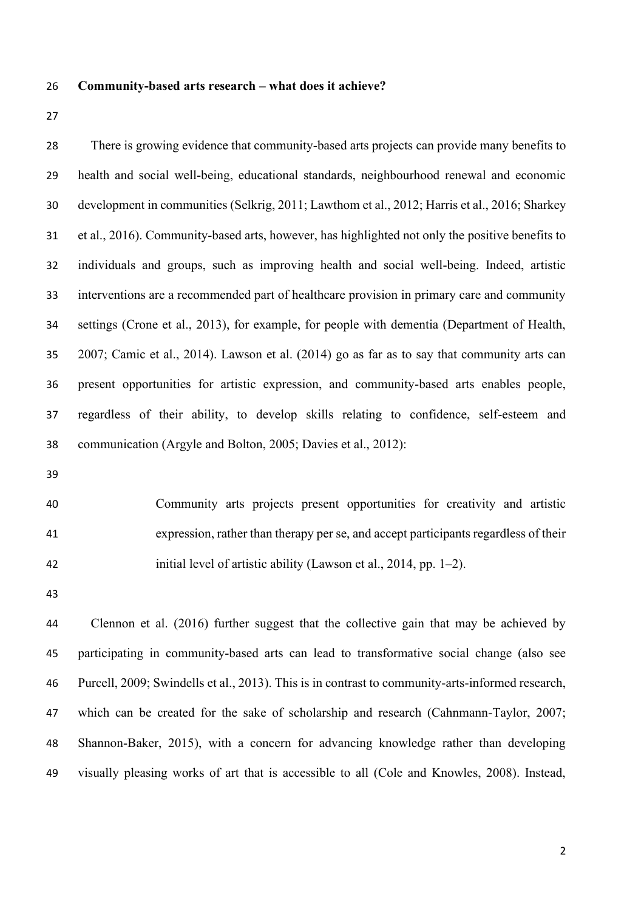**Community-based arts research – what does it achieve?**

There is growing evidence that community-based arts projects can provide many benefits to health and social well-being, educational standards, neighbourhood renewal and economic development in communities (Selkrig, 2011; Lawthom et al., 2012; Harris et al., 2016; Sharkey et al., 2016). Community-based arts, however, has highlighted not only the positive benefits to individuals and groups, such as improving health and social well-being. Indeed, artistic interventions are a recommended part of healthcare provision in primary care and community settings (Crone et al., 2013), for example, for people with dementia (Department of Health, 2007; Camic et al., 2014). Lawson et al. (2014) go as far as to say that community arts can present opportunities for artistic expression, and community-based arts enables people, regardless of their ability, to develop skills relating to confidence, self-esteem and communication (Argyle and Bolton, 2005; Davies et al., 2012):

> Community arts projects present opportunities for creativity and artistic expression, rather than therapy per se, and accept participants regardless of their initial level of artistic ability (Lawson et al., 2014, pp. 1–2).

Clennon et al. (2016) further suggest that the collective gain that may be achieved by participating in community-based arts can lead to transformative social change (also see Purcell, 2009; Swindells et al., 2013). This is in contrast to community-arts-informed research, which can be created for the sake of scholarship and research (Cahnmann-Taylor, 2007; Shannon-Baker, 2015), with a concern for advancing knowledge rather than developing visually pleasing works of art that is accessible to all (Cole and Knowles, 2008). Instead,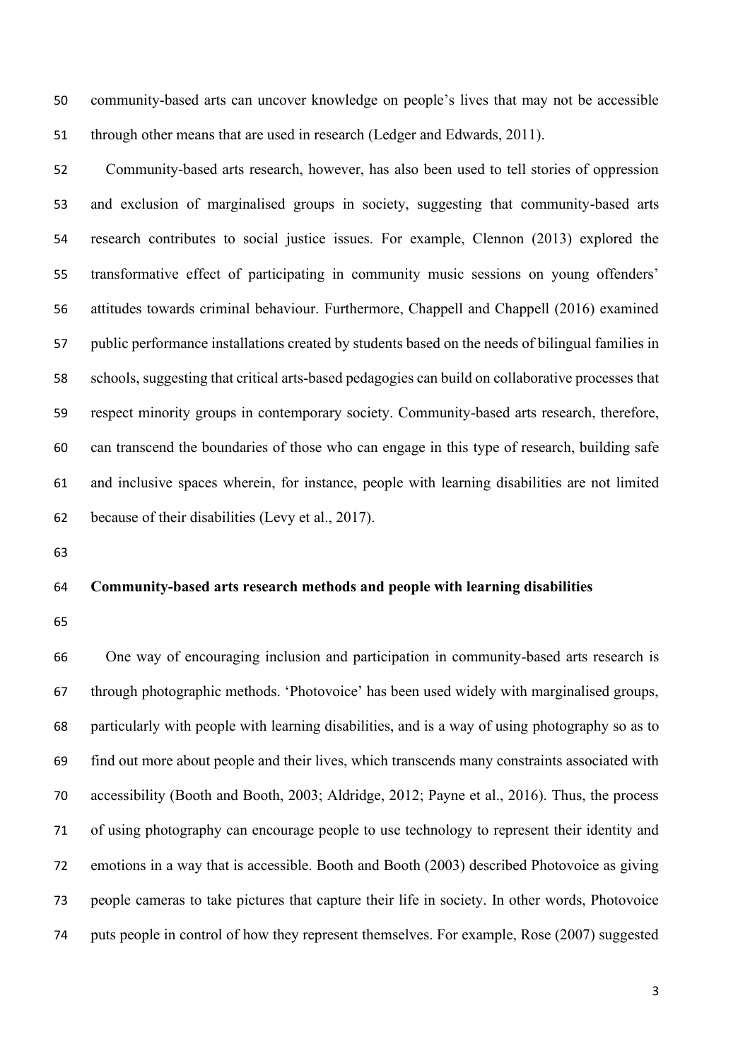community-based arts can uncover knowledge on people's lives that may not be accessible through other means that are used in research (Ledger and Edwards, 2011).

Community-based arts research, however, has also been used to tell stories of oppression and exclusion of marginalised groups in society, suggesting that community-based arts research contributes to social justice issues. For example, Clennon (2013) explored the transformative effect of participating in community music sessions on young offenders' attitudes towards criminal behaviour. Furthermore, Chappell and Chappell (2016) examined public performance installations created by students based on the needs of bilingual families in schools, suggesting that critical arts-based pedagogies can build on collaborative processes that respect minority groups in contemporary society. Community-based arts research, therefore, can transcend the boundaries of those who can engage in this type of research, building safe and inclusive spaces wherein, for instance, people with learning disabilities are not limited because of their disabilities (Levy et al., 2017).

## Community-based arts research methods and people with learning disabilities

One way of encouraging inclusion and participation in community-based arts research is through photographic methods. 'Photovoice' has been used widely with marginalised groups, particularly with people with learning disabilities, and is a way of using photography so as to find out more about people and their lives, which transcends many constraints associated with accessibility (Booth and Booth, 2003; Aldridge, 2012; Payne et al., 2016). Thus, the process of using photography can encourage people to use technology to represent their identity and emotions in a way that is accessible. Booth and Booth (2003) described Photovoice as giving people cameras to take pictures that capture their life in society. In other words, Photovoice puts people in control of how they represent themselves. For example, Rose (2007) suggested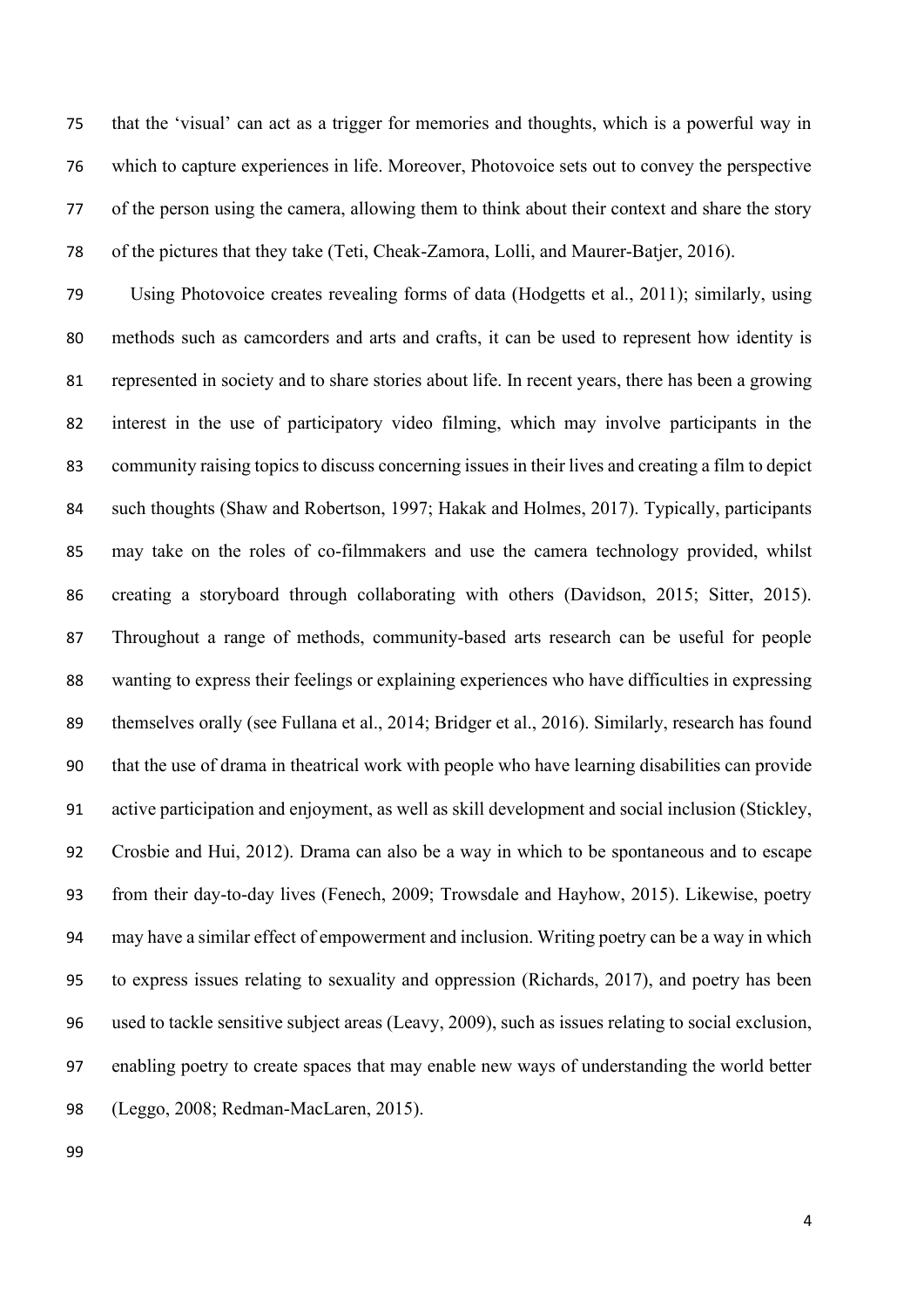that the ‘visual’ can act as a trigger for memories and thoughts, which is a powerful way in which to capture experiences in life. Moreover, Photovoice sets out to convey the perspective of the person using the camera, allowing them to think about their context and share the story of the pictures that they take (Teti, Cheak-Zamora, Lolli, and Maurer-Batjer, 2016).

Using Photovoice creates revealing forms of data (Hodgetts et al., 2011); similarly, using methods such as camcorders and arts and crafts, it can be used to represent how identity is represented in society and to share stories about life. In recent years, there has been a growing interest in the use of participatory video filming, which may involve participants in the community raising topics to discuss concerning issues in their lives and creating a film to depict such thoughts (Shaw and Robertson, 1997; Hakak and Holmes, 2017). Typically, participants may take on the roles of co-filmmakers and use the camera technology provided, whilst creating a storyboard through collaborating with others (Davidson, 2015; Sitter, 2015). Throughout a range of methods, community-based arts research can be useful for people wanting to express their feelings or explaining experiences who have difficulties in expressing themselves orally (see Fullana et al., 2014; Bridger et al., 2016). Similarly, research has found that the use of drama in theatrical work with people who have learning disabilities can provide active participation and enjoyment, as well as skill development and social inclusion (Stickley, Crosbie and Hui, 2012). Drama can also be a way in which to be spontaneous and to escape from their day-to-day lives (Fenech, 2009; Trowsdale and Hayhow, 2015). Likewise, poetry may have a similar effect of empowerment and inclusion. Writing poetry can be a way in which to express issues relating to sexuality and oppression (Richards, 2017), and poetry has been used to tackle sensitive subject areas (Leavy, 2009), such as issues relating to social exclusion, enabling poetry to create spaces that may enable new ways of understanding the world better (Leggo, 2008; Redman-MacLaren, 2015).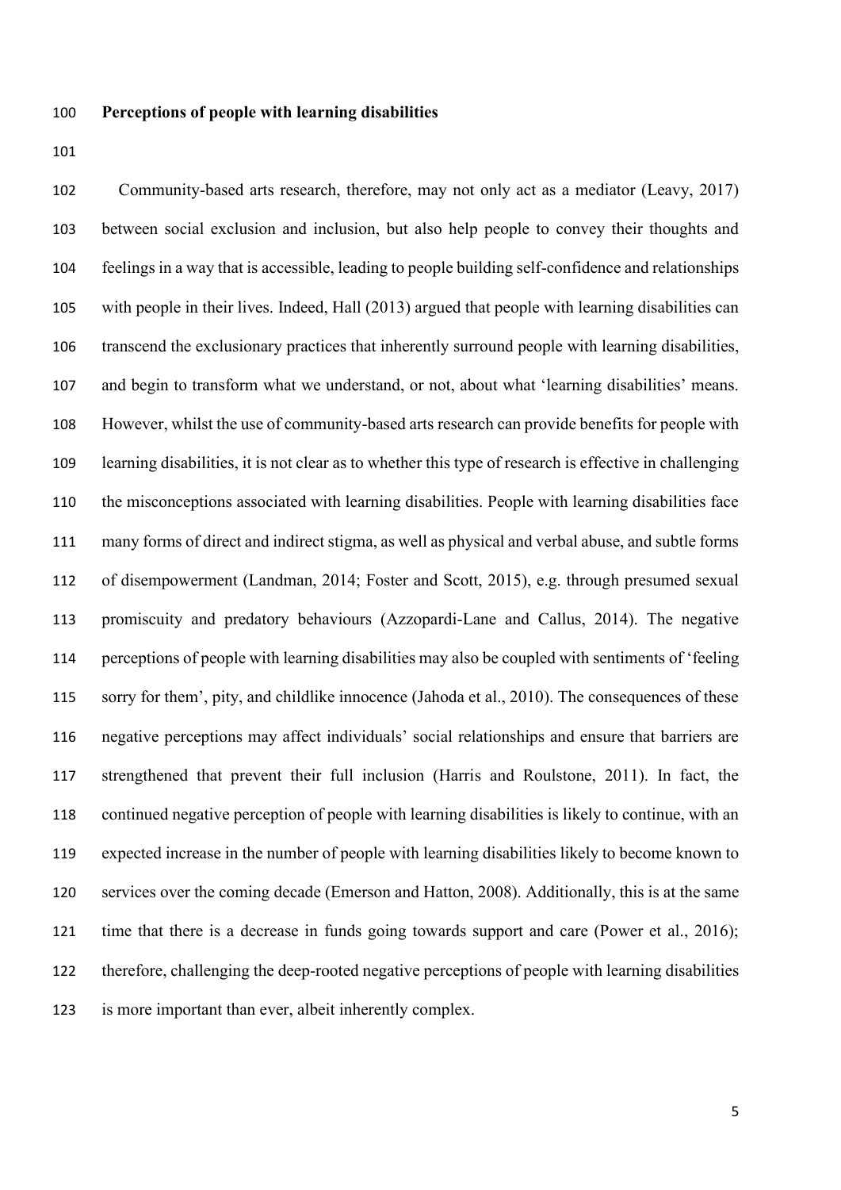## Perceptions of people with learning disabilities

Community-based arts research, therefore, may not only act as a mediator (Leavy, 2017) between social exclusion and inclusion, but also help people to convey their thoughts and feelings in a way that is accessible, leading to people building self-confidence and relationships with people in their lives. Indeed, Hall (2013) argued that people with learning disabilities can transcend the exclusionary practices that inherently surround people with learning disabilities, and begin to transform what we understand, or not, about what 'learning disabilities' means. However, whilst the use of community-based arts research can provide benefits for people with learning disabilities, it is not clear as to whether this type of research is effective in challenging the misconceptions associated with learning disabilities. People with learning disabilities face many forms of direct and indirect stigma, as well as physical and verbal abuse, and subtle forms of disempowerment (Landman, 2014; Foster and Scott, 2015), e.g. through presumed sexual promiscuity and predatory behaviours (Azzopardi-Lane and Callus, 2014). The negative perceptions of people with learning disabilities may also be coupled with sentiments of 'feeling sorry for them', pity, and childlike innocence (Jahoda et al., 2010). The consequences of these negative perceptions may affect individuals' social relationships and ensure that barriers are strengthened that prevent their full inclusion (Harris and Roulstone, 2011). In fact, the continued negative perception of people with learning disabilities is likely to continue, with an expected increase in the number of people with learning disabilities likely to become known to services over the coming decade (Emerson and Hatton, 2008). Additionally, this is at the same time that there is a decrease in funds going towards support and care (Power et al., 2016); therefore, challenging the deep-rooted negative perceptions of people with learning disabilities is more important than ever, albeit inherently complex.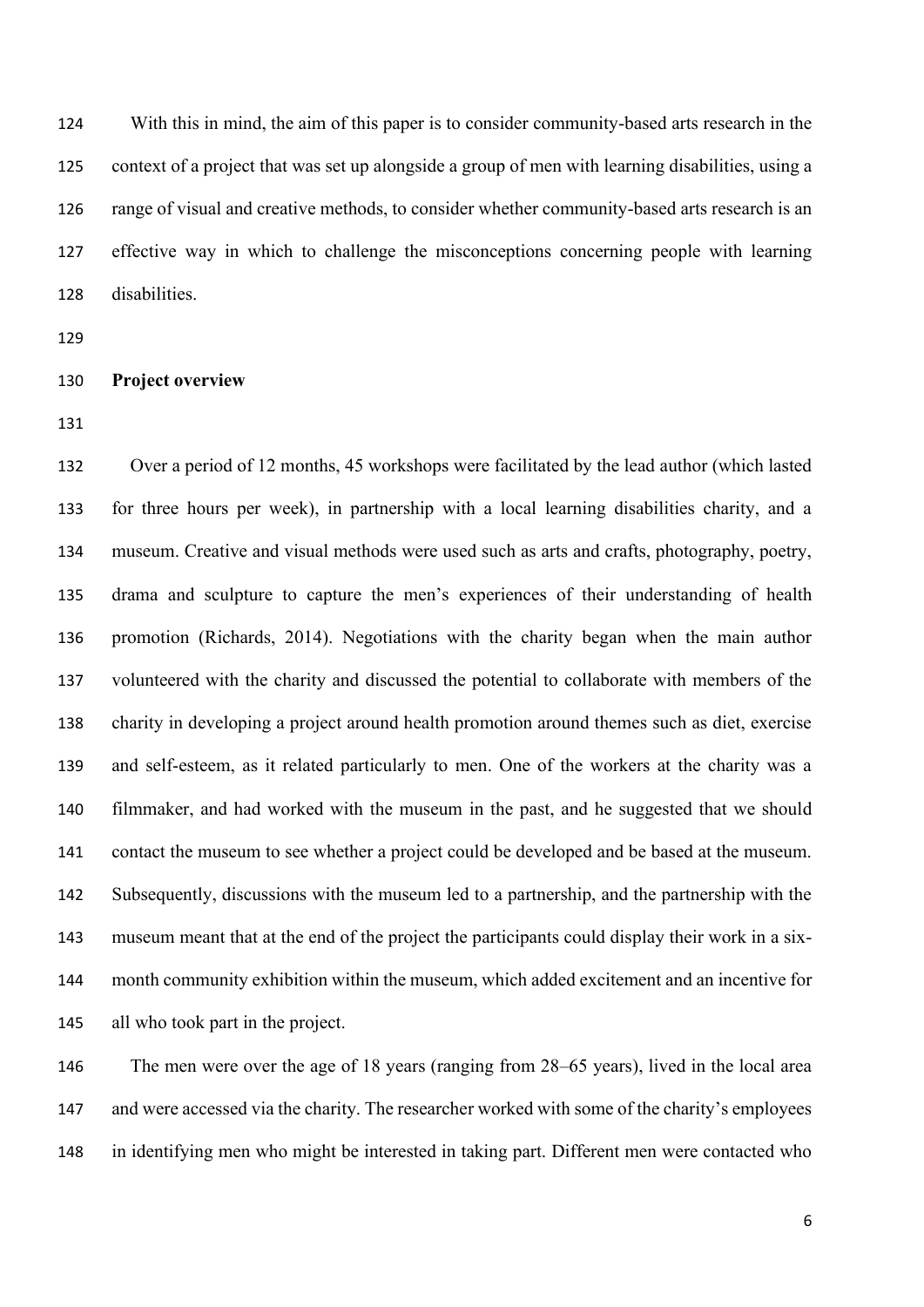With this in mind, the aim of this paper is to consider community-based arts research in the context of a project that was set up alongside a group of men with learning disabilities, using a range of visual and creative methods, to consider whether community-based arts research is an effective way in which to challenge the misconceptions concerning people with learning disabilities.

**Project overview**

Over a period of 12 months, 45 workshops were facilitated by the lead author (which lasted for three hours per week), in partnership with a local learning disabilities charity, and a museum. Creative and visual methods were used such as arts and crafts, photography, poetry, drama and sculpture to capture the men's experiences of their understanding of health promotion (Richards, 2014). Negotiations with the charity began when the main author volunteered with the charity and discussed the potential to collaborate with members of the charity in developing a project around health promotion around themes such as diet, exercise and self-esteem, as it related particularly to men. One of the workers at the charity was a filmmaker, and had worked with the museum in the past, and he suggested that we should contact the museum to see whether a project could be developed and be based at the museum. Subsequently, discussions with the museum led to a partnership, and the partnership with the museum meant that at the end of the project the participants could display their work in a six-month community exhibition within the museum, which added excitement and an incentive for all who took part in the project.

The men were over the age of 18 years (ranging from 28–65 years), lived in the local area and were accessed via the charity. The researcher worked with some of the charity's employees in identifying men who might be interested in taking part. Different men were contacted who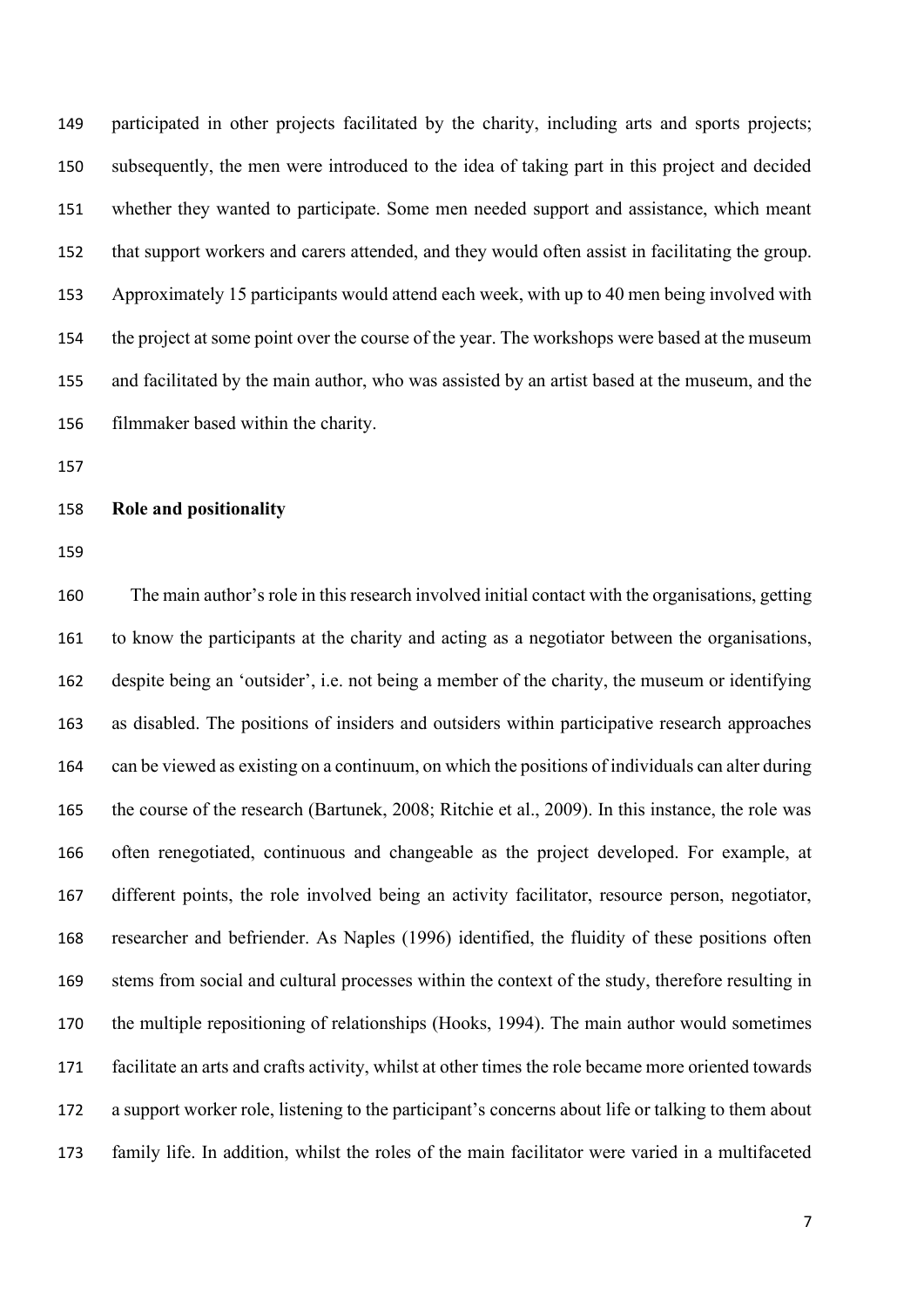participated in other projects facilitated by the charity, including arts and sports projects; subsequently, the men were introduced to the idea of taking part in this project and decided whether they wanted to participate. Some men needed support and assistance, which meant that support workers and carers attended, and they would often assist in facilitating the group. Approximately 15 participants would attend each week, with up to 40 men being involved with the project at some point over the course of the year. The workshops were based at the museum and facilitated by the main author, who was assisted by an artist based at the museum, and the filmmaker based within the charity.

**Role and positionality**

The main author's role in this research involved initial contact with the organisations, getting to know the participants at the charity and acting as a negotiator between the organisations, despite being an 'outsider', i.e. not being a member of the charity, the museum or identifying as disabled. The positions of insiders and outsiders within participative research approaches can be viewed as existing on a continuum, on which the positions of individuals can alter during the course of the research (Bartunek, 2008; Ritchie et al., 2009). In this instance, the role was often renegotiated, continuous and changeable as the project developed. For example, at different points, the role involved being an activity facilitator, resource person, negotiator, researcher and befriender. As Naples (1996) identified, the fluidity of these positions often stems from social and cultural processes within the context of the study, therefore resulting in the multiple repositioning of relationships (Hooks, 1994). The main author would sometimes facilitate an arts and crafts activity, whilst at other times the role became more oriented towards a support worker role, listening to the participant's concerns about life or talking to them about family life. In addition, whilst the roles of the main facilitator were varied in a multifaceted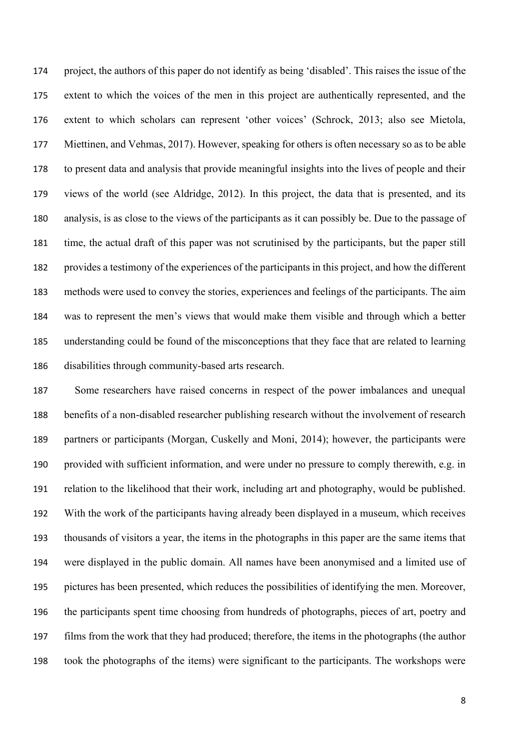project, the authors of this paper do not identify as being 'disabled'. This raises the issue of the extent to which the voices of the men in this project are authentically represented, and the extent to which scholars can represent 'other voices' (Schrock, 2013; also see Mietola, Miettinen, and Vehmas, 2017). However, speaking for others is often necessary so as to be able to present data and analysis that provide meaningful insights into the lives of people and their views of the world (see Aldridge, 2012). In this project, the data that is presented, and its analysis, is as close to the views of the participants as it can possibly be. Due to the passage of time, the actual draft of this paper was not scrutinised by the participants, but the paper still provides a testimony of the experiences of the participants in this project, and how the different methods were used to convey the stories, experiences and feelings of the participants. The aim was to represent the men's views that would make them visible and through which a better understanding could be found of the misconceptions that they face that are related to learning disabilities through community-based arts research.

Some researchers have raised concerns in respect of the power imbalances and unequal benefits of a non-disabled researcher publishing research without the involvement of research partners or participants (Morgan, Cuskelly and Moni, 2014); however, the participants were provided with sufficient information, and were under no pressure to comply therewith, e.g. in relation to the likelihood that their work, including art and photography, would be published. With the work of the participants having already been displayed in a museum, which receives thousands of visitors a year, the items in the photographs in this paper are the same items that were displayed in the public domain. All names have been anonymised and a limited use of pictures has been presented, which reduces the possibilities of identifying the men. Moreover, the participants spent time choosing from hundreds of photographs, pieces of art, poetry and films from the work that they had produced; therefore, the items in the photographs (the author took the photographs of the items) were significant to the participants. The workshops were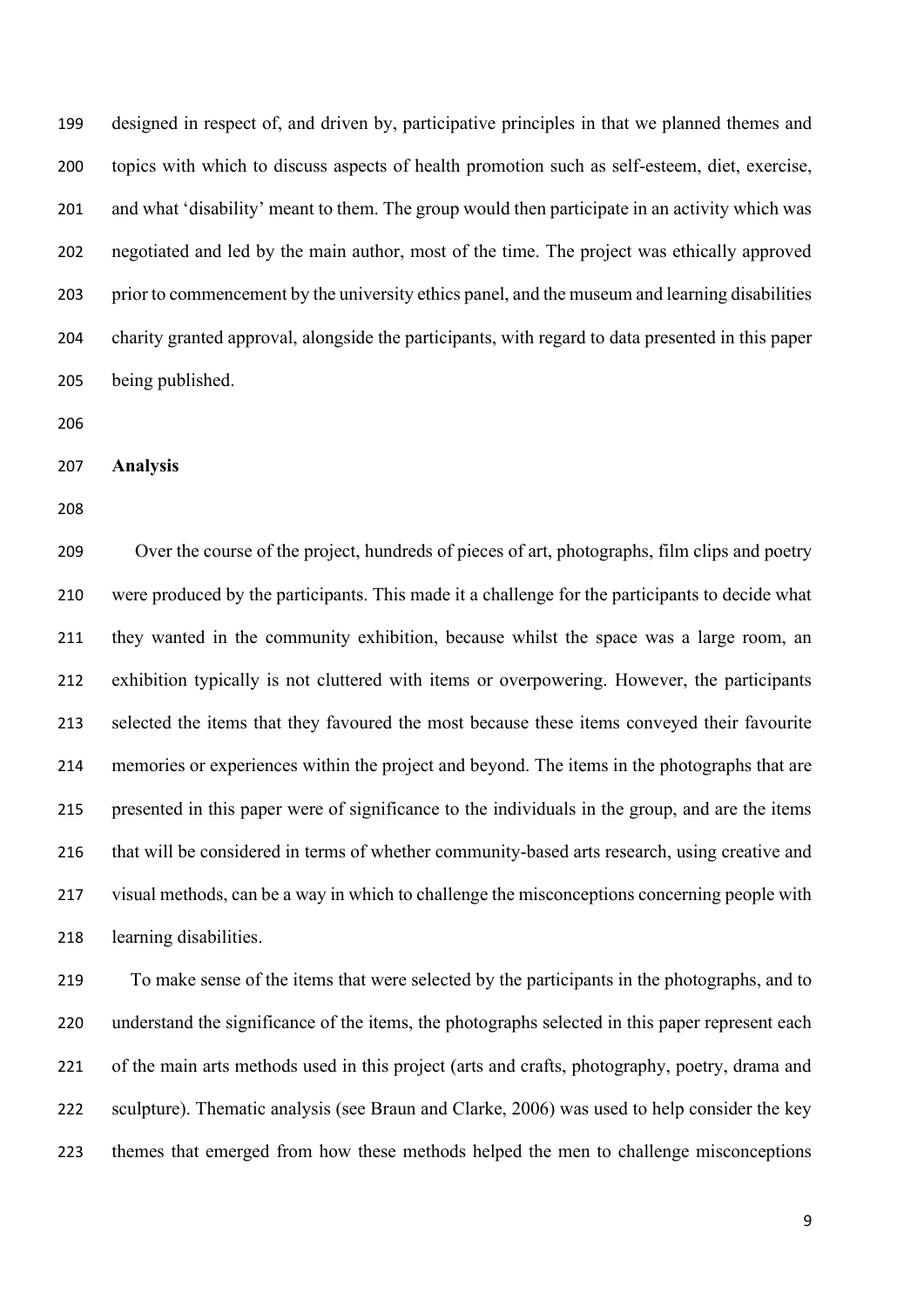designed in respect of, and driven by, participative principles in that we planned themes and topics with which to discuss aspects of health promotion such as self-esteem, diet, exercise, and what 'disability' meant to them. The group would then participate in an activity which was negotiated and led by the main author, most of the time. The project was ethically approved prior to commencement by the university ethics panel, and the museum and learning disabilities charity granted approval, alongside the participants, with regard to data presented in this paper being published.

**Analysis**

Over the course of the project, hundreds of pieces of art, photographs, film clips and poetry were produced by the participants. This made it a challenge for the participants to decide what they wanted in the community exhibition, because whilst the space was a large room, an exhibition typically is not cluttered with items or overpowering. However, the participants selected the items that they favoured the most because these items conveyed their favourite memories or experiences within the project and beyond. The items in the photographs that are presented in this paper were of significance to the individuals in the group, and are the items that will be considered in terms of whether community-based arts research, using creative and visual methods, can be a way in which to challenge the misconceptions concerning people with learning disabilities.

To make sense of the items that were selected by the participants in the photographs, and to understand the significance of the items, the photographs selected in this paper represent each of the main arts methods used in this project (arts and crafts, photography, poetry, drama and sculpture). Thematic analysis (see Braun and Clarke, 2006) was used to help consider the key themes that emerged from how these methods helped the men to challenge misconceptions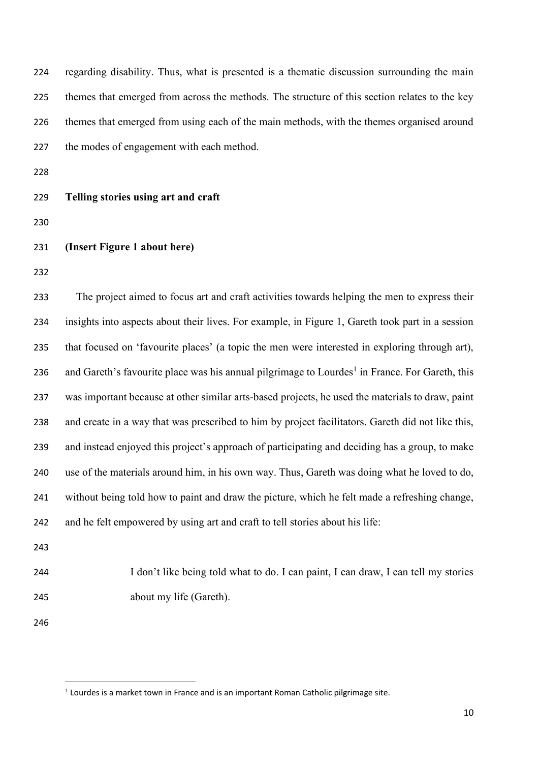regarding disability. Thus, what is presented is a thematic discussion surrounding the main themes that emerged from across the methods. The structure of this section relates to the key themes that emerged from using each of the main methods, with the themes organised around the modes of engagement with each method.

## Telling stories using art and craft

**(Insert Figure 1 about here)**

The project aimed to focus art and craft activities towards helping the men to express their insights into aspects about their lives. For example, in Figure 1, Gareth took part in a session that focused on 'favourite places' (a topic the men were interested in exploring through art), and Gareth's favourite place was his annual pilgrimage to Lourdes[1] in France. For Gareth, this was important because at other similar arts-based projects, he used the materials to draw, paint and create in a way that was prescribed to him by project facilitators. Gareth did not like this, and instead enjoyed this project's approach of participating and deciding has a group, to make use of the materials around him, in his own way. Thus, Gareth was doing what he loved to do, without being told how to paint and draw the picture, which he felt made a refreshing change, and he felt empowered by using art and craft to tell stories about his life:

> I don't like being told what to do. I can paint, I can draw, I can tell my stories about my life (Gareth).

[1] Lourdes is a market town in France and is an important Roman Catholic pilgrimage site.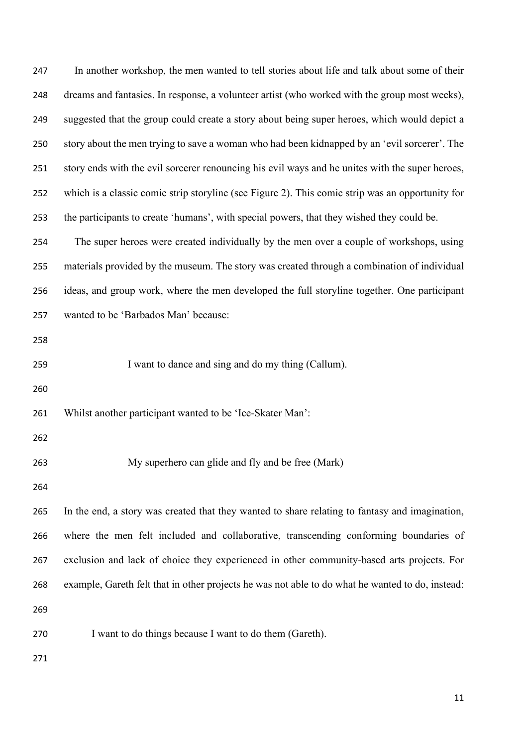In another workshop, the men wanted to tell stories about life and talk about some of their dreams and fantasies. In response, a volunteer artist (who worked with the group most weeks), suggested that the group could create a story about being super heroes, which would depict a story about the men trying to save a woman who had been kidnapped by an 'evil sorcerer'. The story ends with the evil sorcerer renouncing his evil ways and he unites with the super heroes, which is a classic comic strip storyline (see Figure 2). This comic strip was an opportunity for the participants to create 'humans', with special powers, that they wished they could be.

The super heroes were created individually by the men over a couple of workshops, using materials provided by the museum. The story was created through a combination of individual ideas, and group work, where the men developed the full storyline together. One participant wanted to be 'Barbados Man' because:

> I want to dance and sing and do my thing (Callum).

Whilst another participant wanted to be 'Ice-Skater Man':

> My superhero can glide and fly and be free (Mark)

In the end, a story was created that they wanted to share relating to fantasy and imagination, where the men felt included and collaborative, transcending conforming boundaries of exclusion and lack of choice they experienced in other community-based arts projects. For example, Gareth felt that in other projects he was not able to do what he wanted to do, instead:

> I want to do things because I want to do them (Gareth).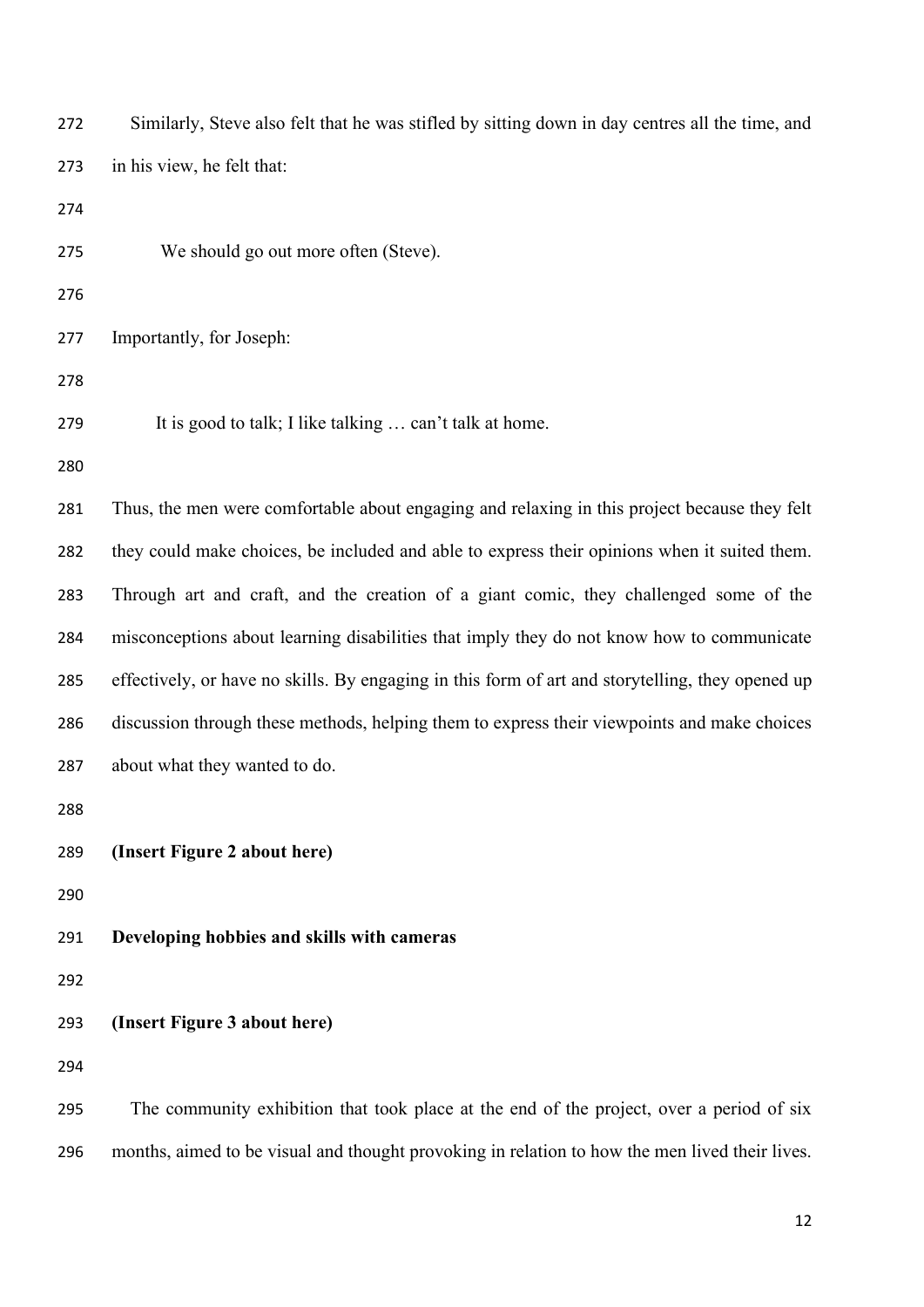Similarly, Steve also felt that he was stifled by sitting down in day centres all the time, and in his view, he felt that:

> We should go out more often (Steve).

Importantly, for Joseph:

> It is good to talk; I like talking … can't talk at home.

Thus, the men were comfortable about engaging and relaxing in this project because they felt they could make choices, be included and able to express their opinions when it suited them. Through art and craft, and the creation of a giant comic, they challenged some of the misconceptions about learning disabilities that imply they do not know how to communicate effectively, or have no skills. By engaging in this form of art and storytelling, they opened up discussion through these methods, helping them to express their viewpoints and make choices about what they wanted to do.

**(Insert Figure 2 about here)**

**Developing hobbies and skills with cameras**

**(Insert Figure 3 about here)**

The community exhibition that took place at the end of the project, over a period of six months, aimed to be visual and thought provoking in relation to how the men lived their lives.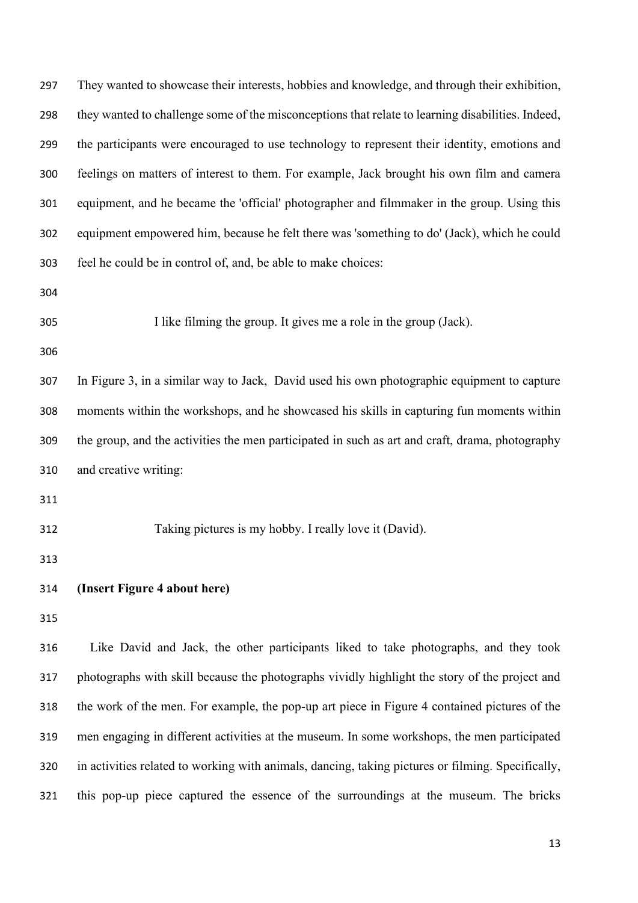They wanted to showcase their interests, hobbies and knowledge, and through their exhibition, they wanted to challenge some of the misconceptions that relate to learning disabilities. Indeed, the participants were encouraged to use technology to represent their identity, emotions and feelings on matters of interest to them. For example, Jack brought his own film and camera equipment, and he became the 'official' photographer and filmmaker in the group. Using this equipment empowered him, because he felt there was 'something to do' (Jack), which he could feel he could be in control of, and, be able to make choices:

> I like filming the group. It gives me a role in the group (Jack).

In Figure 3, in a similar way to Jack, David used his own photographic equipment to capture moments within the workshops, and he showcased his skills in capturing fun moments within the group, and the activities the men participated in such as art and craft, drama, photography and creative writing:

> Taking pictures is my hobby. I really love it (David).

**(Insert Figure 4 about here)**

Like David and Jack, the other participants liked to take photographs, and they took photographs with skill because the photographs vividly highlight the story of the project and the work of the men. For example, the pop-up art piece in Figure 4 contained pictures of the men engaging in different activities at the museum. In some workshops, the men participated in activities related to working with animals, dancing, taking pictures or filming. Specifically, this pop-up piece captured the essence of the surroundings at the museum. The bricks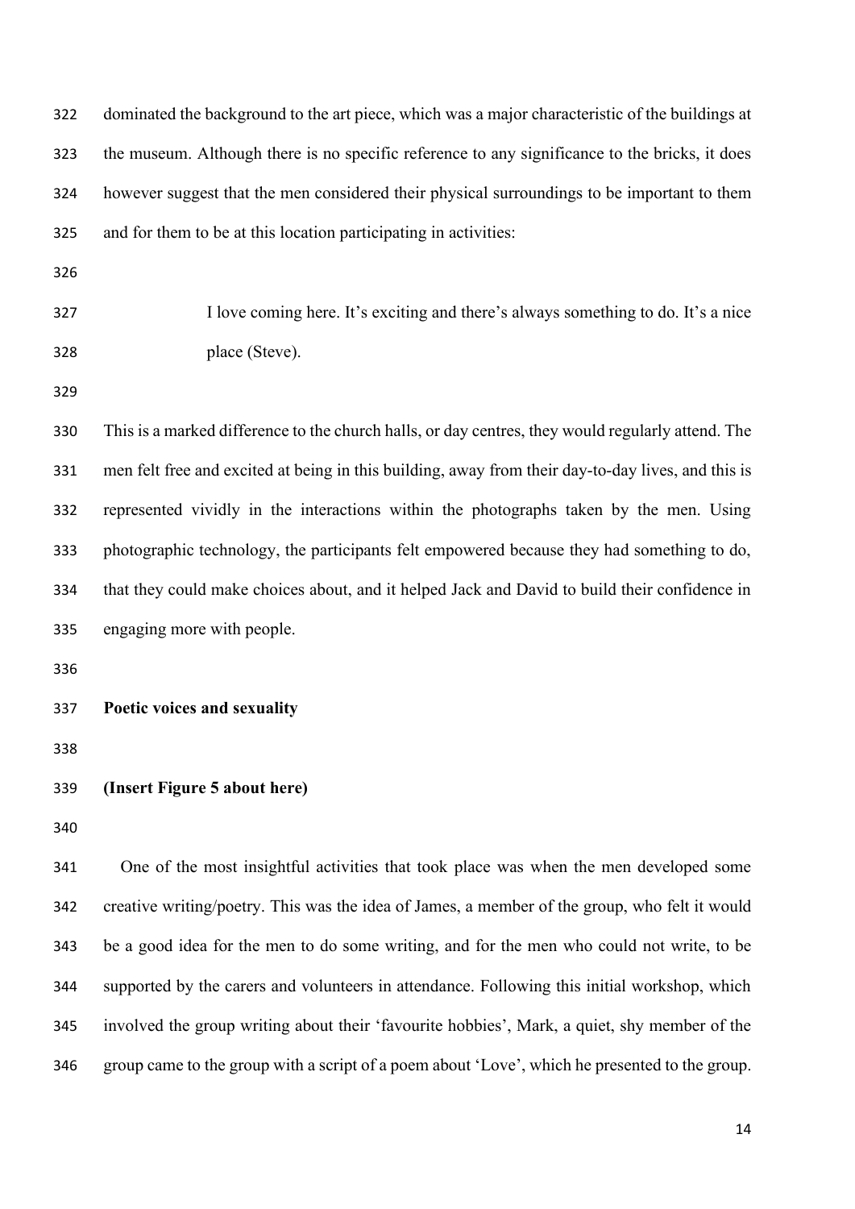dominated the background to the art piece, which was a major characteristic of the buildings at the museum. Although there is no specific reference to any significance to the bricks, it does however suggest that the men considered their physical surroundings to be important to them and for them to be at this location participating in activities:

> I love coming here. It's exciting and there's always something to do. It's a nice place (Steve).

This is a marked difference to the church halls, or day centres, they would regularly attend. The men felt free and excited at being in this building, away from their day-to-day lives, and this is represented vividly in the interactions within the photographs taken by the men. Using photographic technology, the participants felt empowered because they had something to do, that they could make choices about, and it helped Jack and David to build their confidence in engaging more with people.

**Poetic voices and sexuality**

**(Insert Figure 5 about here)**

One of the most insightful activities that took place was when the men developed some creative writing/poetry. This was the idea of James, a member of the group, who felt it would be a good idea for the men to do some writing, and for the men who could not write, to be supported by the carers and volunteers in attendance. Following this initial workshop, which involved the group writing about their 'favourite hobbies', Mark, a quiet, shy member of the group came to the group with a script of a poem about 'Love', which he presented to the group.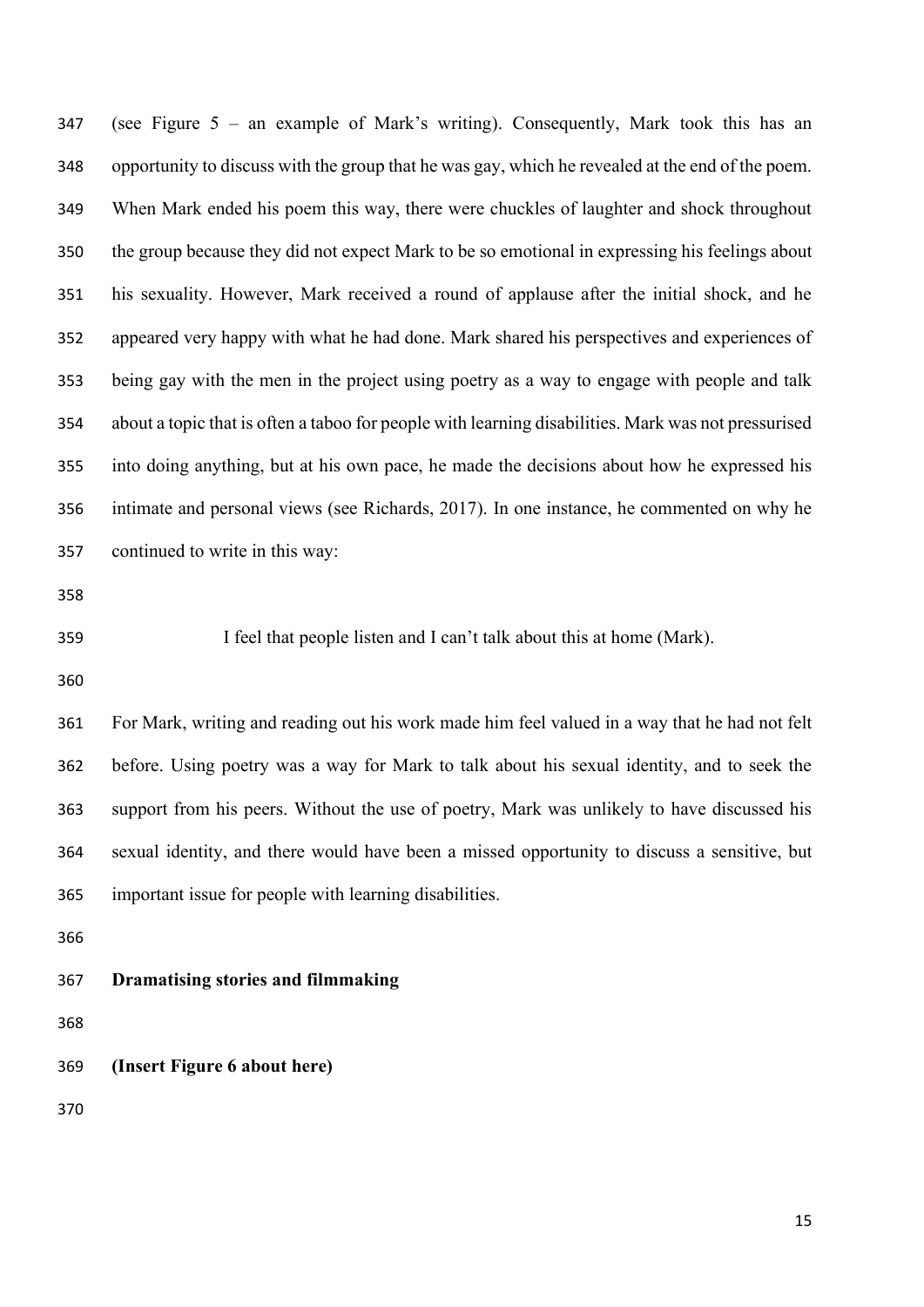(see Figure 5 – an example of Mark's writing). Consequently, Mark took this has an opportunity to discuss with the group that he was gay, which he revealed at the end of the poem. When Mark ended his poem this way, there were chuckles of laughter and shock throughout the group because they did not expect Mark to be so emotional in expressing his feelings about his sexuality. However, Mark received a round of applause after the initial shock, and he appeared very happy with what he had done. Mark shared his perspectives and experiences of being gay with the men in the project using poetry as a way to engage with people and talk about a topic that is often a taboo for people with learning disabilities. Mark was not pressurised into doing anything, but at his own pace, he made the decisions about how he expressed his intimate and personal views (see Richards, 2017). In one instance, he commented on why he continued to write in this way:

> I feel that people listen and I can't talk about this at home (Mark).

For Mark, writing and reading out his work made him feel valued in a way that he had not felt before. Using poetry was a way for Mark to talk about his sexual identity, and to seek the support from his peers. Without the use of poetry, Mark was unlikely to have discussed his sexual identity, and there would have been a missed opportunity to discuss a sensitive, but important issue for people with learning disabilities.

**Dramatising stories and filmmaking**

**(Insert Figure 6 about here)**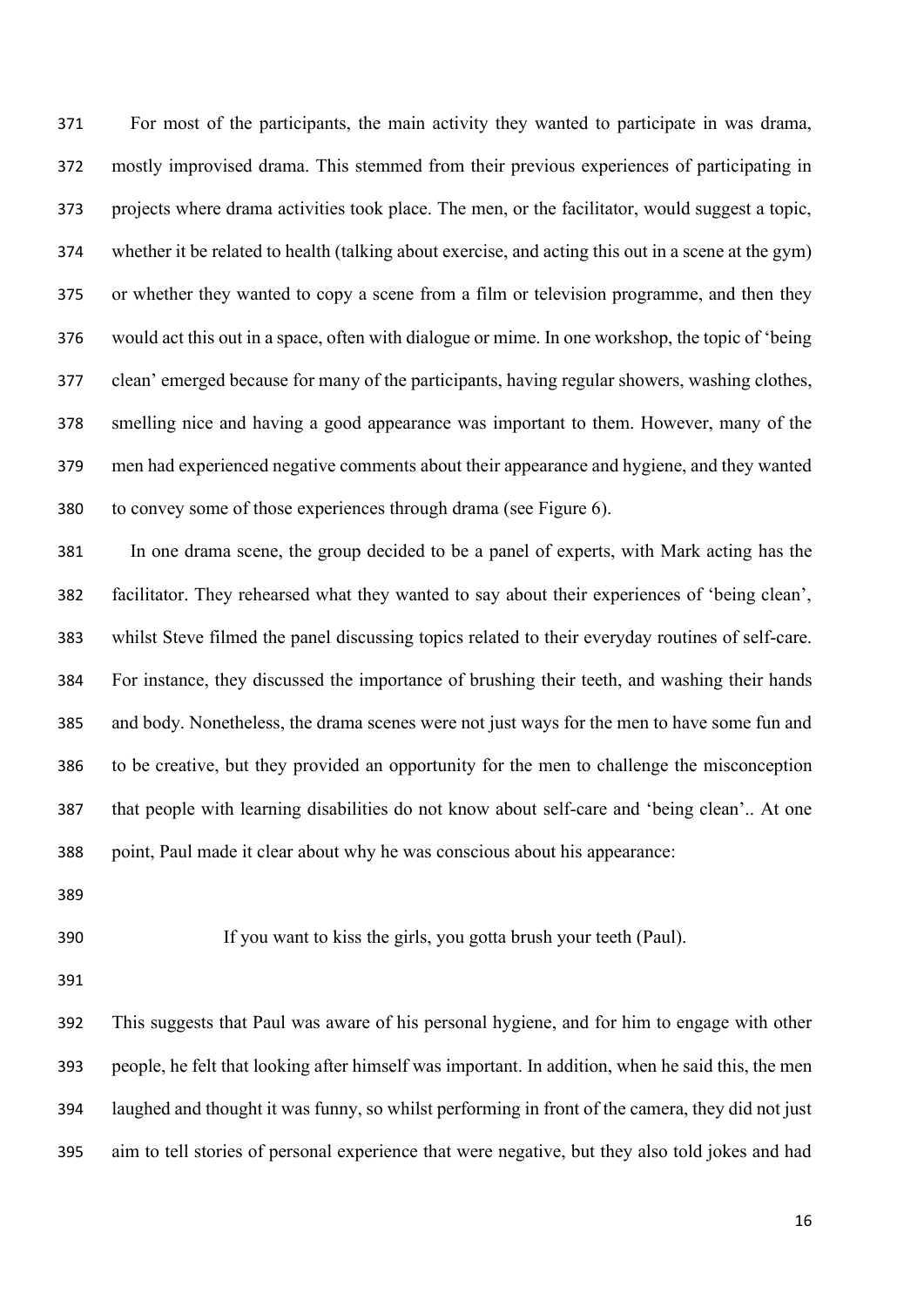For most of the participants, the main activity they wanted to participate in was drama, mostly improvised drama. This stemmed from their previous experiences of participating in projects where drama activities took place. The men, or the facilitator, would suggest a topic, whether it be related to health (talking about exercise, and acting this out in a scene at the gym) or whether they wanted to copy a scene from a film or television programme, and then they would act this out in a space, often with dialogue or mime. In one workshop, the topic of 'being clean' emerged because for many of the participants, having regular showers, washing clothes, smelling nice and having a good appearance was important to them. However, many of the men had experienced negative comments about their appearance and hygiene, and they wanted to convey some of those experiences through drama (see Figure 6).

In one drama scene, the group decided to be a panel of experts, with Mark acting has the facilitator. They rehearsed what they wanted to say about their experiences of 'being clean', whilst Steve filmed the panel discussing topics related to their everyday routines of self-care. For instance, they discussed the importance of brushing their teeth, and washing their hands and body. Nonetheless, the drama scenes were not just ways for the men to have some fun and to be creative, but they provided an opportunity for the men to challenge the misconception that people with learning disabilities do not know about self-care and 'being clean'.. At one point, Paul made it clear about why he was conscious about his appearance:

> If you want to kiss the girls, you gotta brush your teeth (Paul).

This suggests that Paul was aware of his personal hygiene, and for him to engage with other people, he felt that looking after himself was important. In addition, when he said this, the men laughed and thought it was funny, so whilst performing in front of the camera, they did not just aim to tell stories of personal experience that were negative, but they also told jokes and had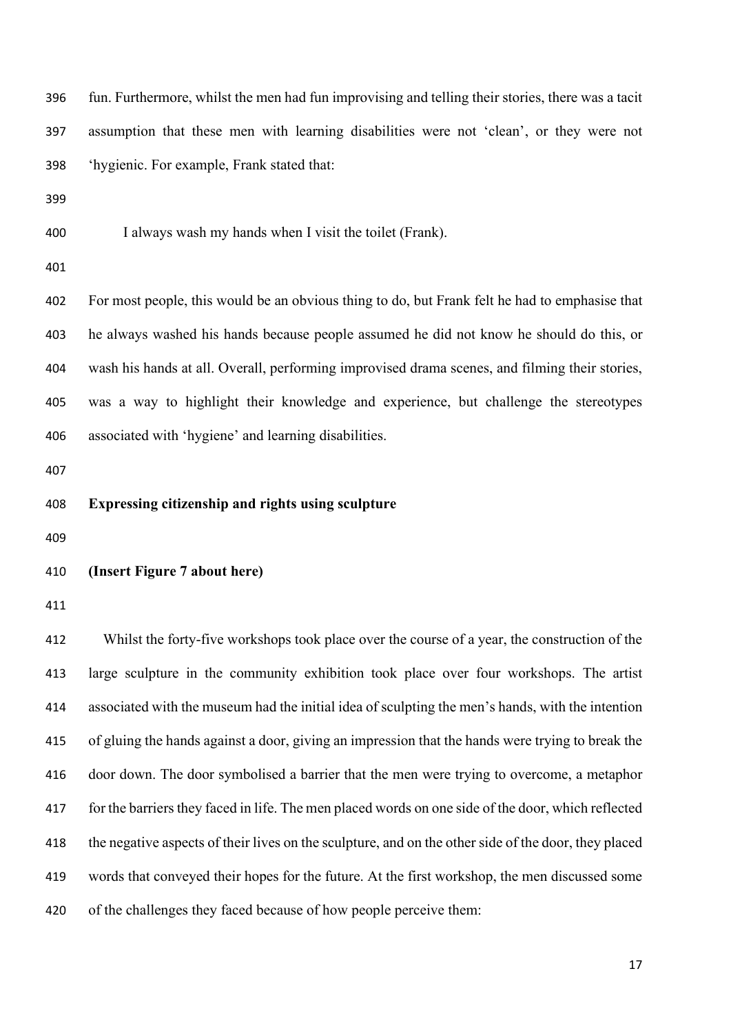fun. Furthermore, whilst the men had fun improvising and telling their stories, there was a tacit assumption that these men with learning disabilities were not 'clean', or they were not 'hygienic. For example, Frank stated that:

> I always wash my hands when I visit the toilet (Frank).

For most people, this would be an obvious thing to do, but Frank felt he had to emphasise that he always washed his hands because people assumed he did not know he should do this, or wash his hands at all. Overall, performing improvised drama scenes, and filming their stories, was a way to highlight their knowledge and experience, but challenge the stereotypes associated with 'hygiene' and learning disabilities.

## Expressing citizenship and rights using sculpture

**(Insert Figure 7 about here)**

Whilst the forty-five workshops took place over the course of a year, the construction of the large sculpture in the community exhibition took place over four workshops. The artist associated with the museum had the initial idea of sculpting the men's hands, with the intention of gluing the hands against a door, giving an impression that the hands were trying to break the door down. The door symbolised a barrier that the men were trying to overcome, a metaphor for the barriers they faced in life. The men placed words on one side of the door, which reflected the negative aspects of their lives on the sculpture, and on the other side of the door, they placed words that conveyed their hopes for the future. At the first workshop, the men discussed some of the challenges they faced because of how people perceive them: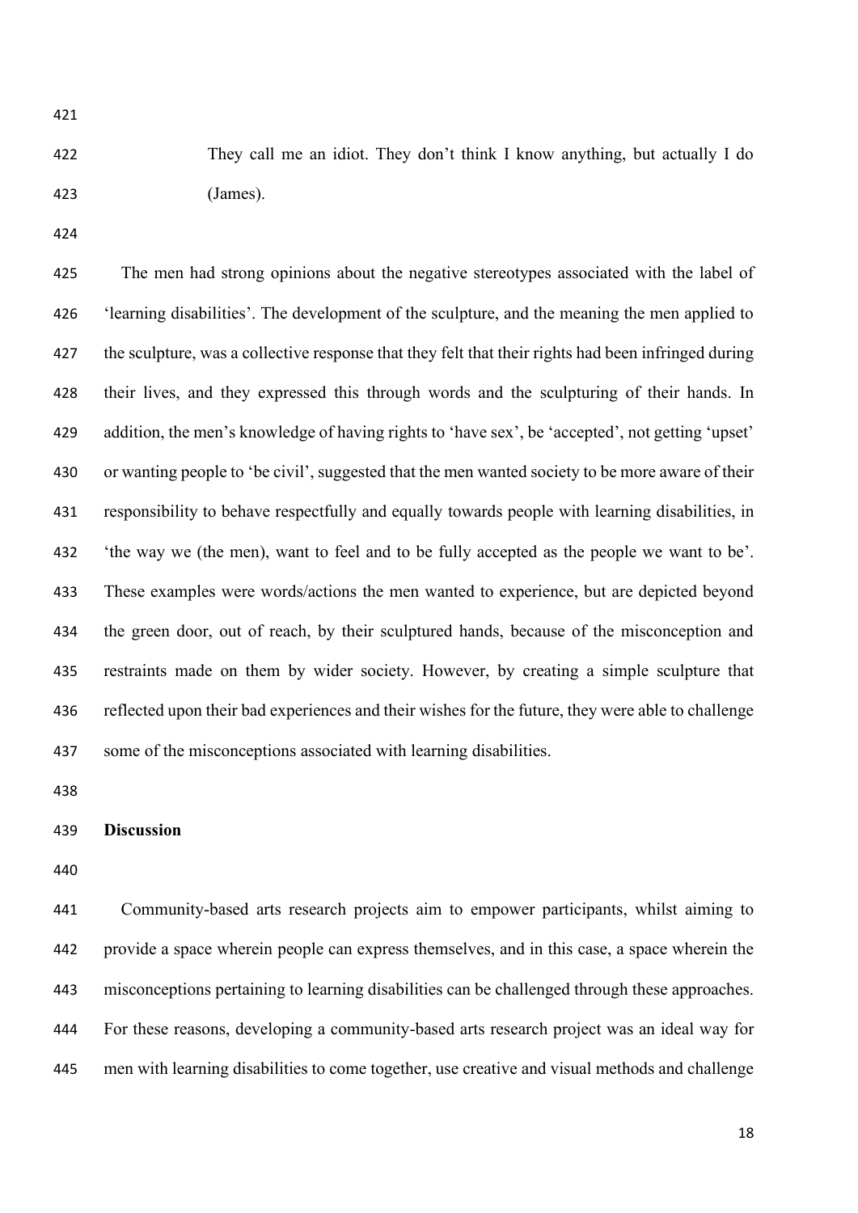> They call me an idiot. They don't think I know anything, but actually I do (James).

The men had strong opinions about the negative stereotypes associated with the label of 'learning disabilities'. The development of the sculpture, and the meaning the men applied to the sculpture, was a collective response that they felt that their rights had been infringed during their lives, and they expressed this through words and the sculpturing of their hands. In addition, the men's knowledge of having rights to 'have sex', be 'accepted', not getting 'upset' or wanting people to 'be civil', suggested that the men wanted society to be more aware of their responsibility to behave respectfully and equally towards people with learning disabilities, in 'the way we (the men), want to feel and to be fully accepted as the people we want to be'. These examples were words/actions the men wanted to experience, but are depicted beyond the green door, out of reach, by their sculptured hands, because of the misconception and restraints made on them by wider society. However, by creating a simple sculpture that reflected upon their bad experiences and their wishes for the future, they were able to challenge some of the misconceptions associated with learning disabilities.

**Discussion**

Community-based arts research projects aim to empower participants, whilst aiming to provide a space wherein people can express themselves, and in this case, a space wherein the misconceptions pertaining to learning disabilities can be challenged through these approaches. For these reasons, developing a community-based arts research project was an ideal way for men with learning disabilities to come together, use creative and visual methods and challenge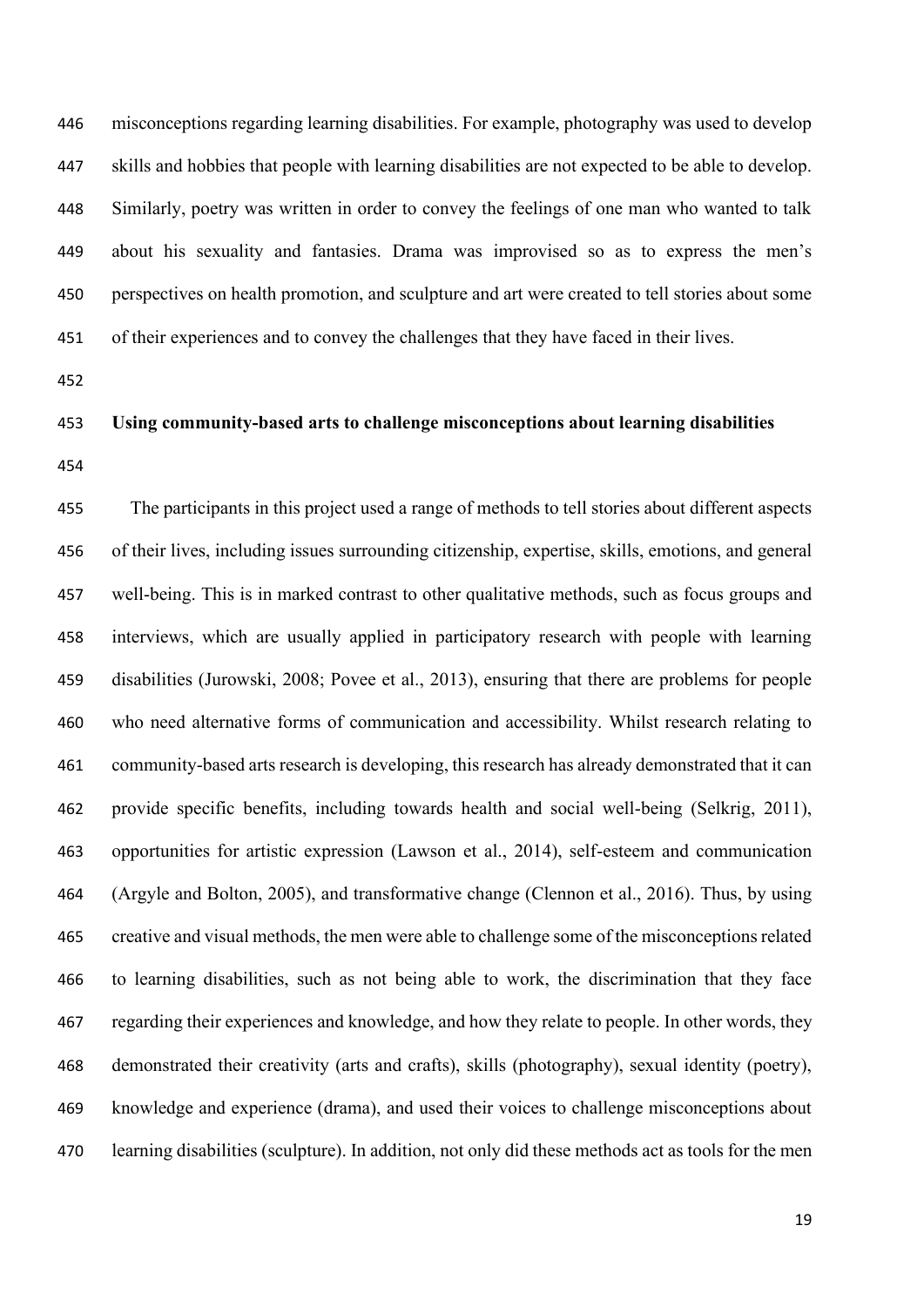misconceptions regarding learning disabilities. For example, photography was used to develop skills and hobbies that people with learning disabilities are not expected to be able to develop. Similarly, poetry was written in order to convey the feelings of one man who wanted to talk about his sexuality and fantasies. Drama was improvised so as to express the men's perspectives on health promotion, and sculpture and art were created to tell stories about some of their experiences and to convey the challenges that they have faced in their lives.

**Using community-based arts to challenge misconceptions about learning disabilities**

The participants in this project used a range of methods to tell stories about different aspects of their lives, including issues surrounding citizenship, expertise, skills, emotions, and general well-being. This is in marked contrast to other qualitative methods, such as focus groups and interviews, which are usually applied in participatory research with people with learning disabilities (Jurowski, 2008; Povee et al., 2013), ensuring that there are problems for people who need alternative forms of communication and accessibility. Whilst research relating to community-based arts research is developing, this research has already demonstrated that it can provide specific benefits, including towards health and social well-being (Selkrig, 2011), opportunities for artistic expression (Lawson et al., 2014), self-esteem and communication (Argyle and Bolton, 2005), and transformative change (Clennon et al., 2016). Thus, by using creative and visual methods, the men were able to challenge some of the misconceptions related to learning disabilities, such as not being able to work, the discrimination that they face regarding their experiences and knowledge, and how they relate to people. In other words, they demonstrated their creativity (arts and crafts), skills (photography), sexual identity (poetry), knowledge and experience (drama), and used their voices to challenge misconceptions about learning disabilities (sculpture). In addition, not only did these methods act as tools for the men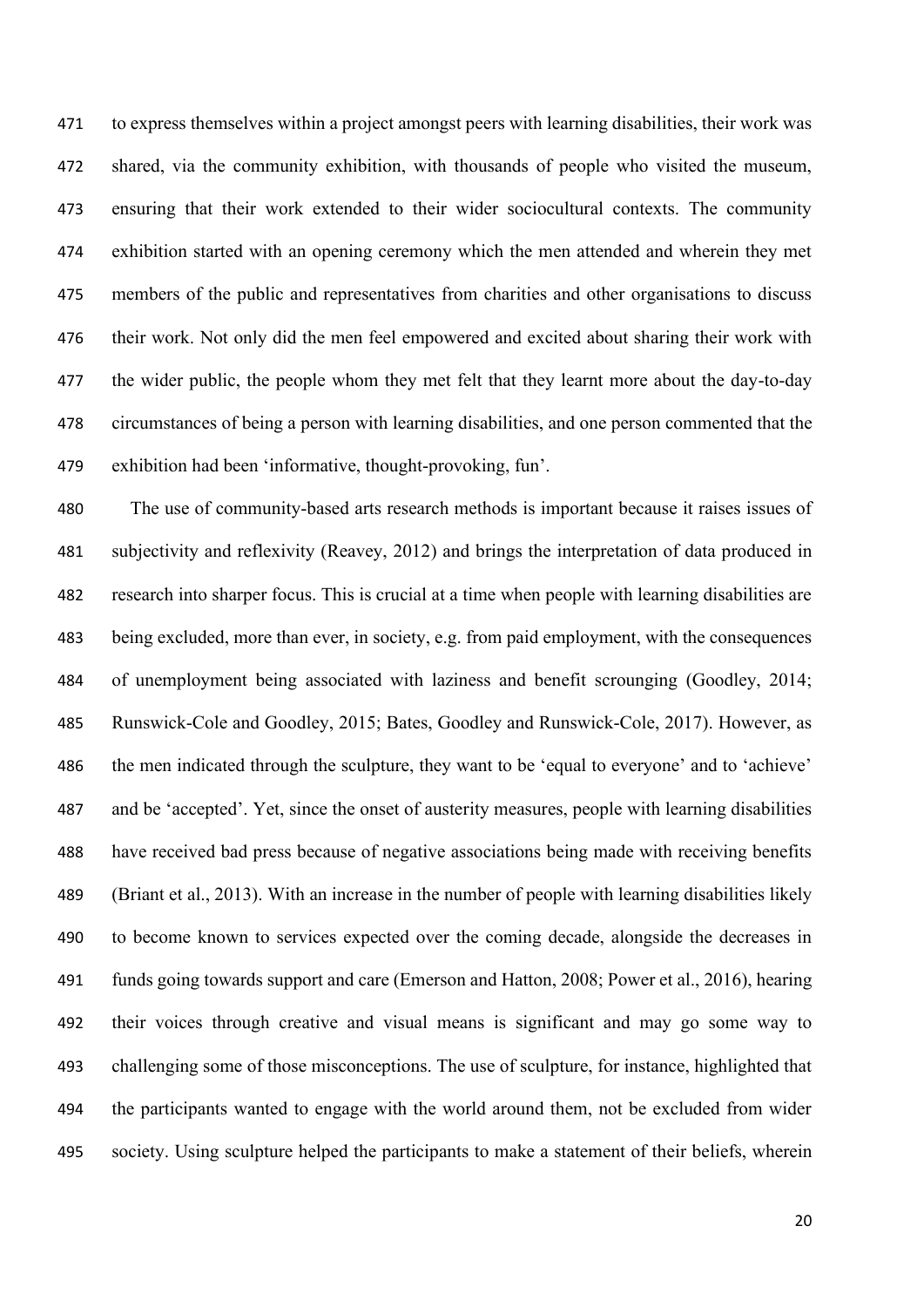to express themselves within a project amongst peers with learning disabilities, their work was shared, via the community exhibition, with thousands of people who visited the museum, ensuring that their work extended to their wider sociocultural contexts. The community exhibition started with an opening ceremony which the men attended and wherein they met members of the public and representatives from charities and other organisations to discuss their work. Not only did the men feel empowered and excited about sharing their work with the wider public, the people whom they met felt that they learnt more about the day-to-day circumstances of being a person with learning disabilities, and one person commented that the exhibition had been 'informative, thought-provoking, fun'.

The use of community-based arts research methods is important because it raises issues of subjectivity and reflexivity (Reavey, 2012) and brings the interpretation of data produced in research into sharper focus. This is crucial at a time when people with learning disabilities are being excluded, more than ever, in society, e.g. from paid employment, with the consequences of unemployment being associated with laziness and benefit scrounging (Goodley, 2014; Runswick-Cole and Goodley, 2015; Bates, Goodley and Runswick-Cole, 2017). However, as the men indicated through the sculpture, they want to be 'equal to everyone' and to 'achieve' and be 'accepted'. Yet, since the onset of austerity measures, people with learning disabilities have received bad press because of negative associations being made with receiving benefits (Briant et al., 2013). With an increase in the number of people with learning disabilities likely to become known to services expected over the coming decade, alongside the decreases in funds going towards support and care (Emerson and Hatton, 2008; Power et al., 2016), hearing their voices through creative and visual means is significant and may go some way to challenging some of those misconceptions. The use of sculpture, for instance, highlighted that the participants wanted to engage with the world around them, not be excluded from wider society. Using sculpture helped the participants to make a statement of their beliefs, wherein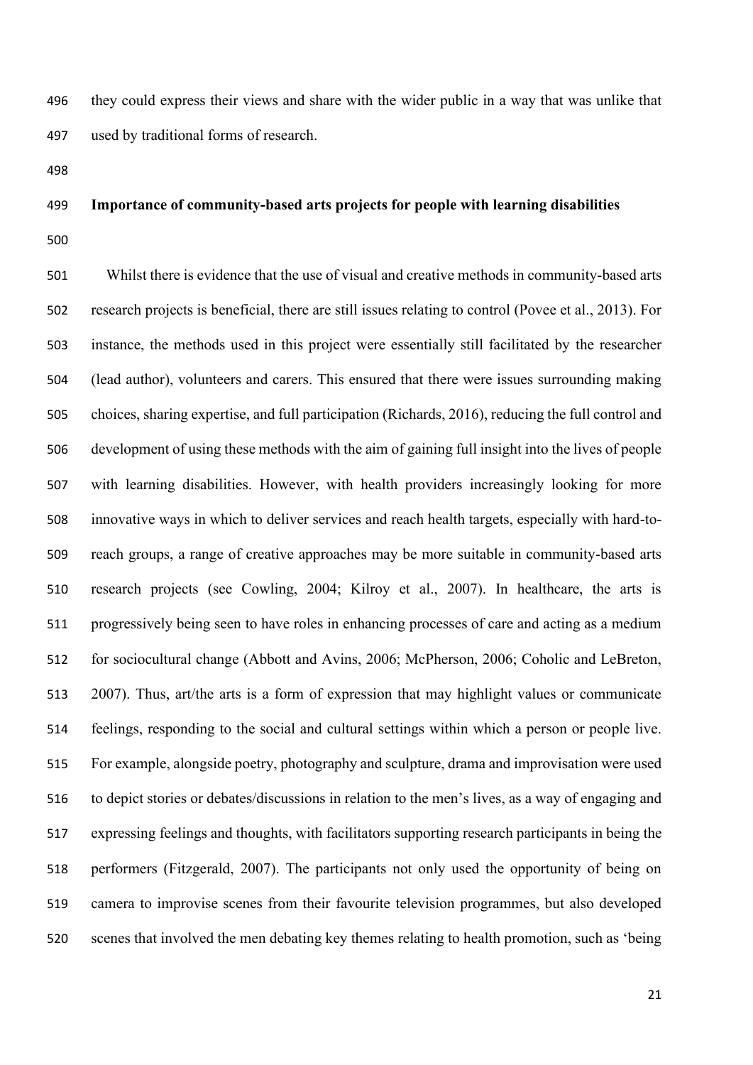they could express their views and share with the wider public in a way that was unlike that used by traditional forms of research.

## Importance of community-based arts projects for people with learning disabilities

Whilst there is evidence that the use of visual and creative methods in community-based arts research projects is beneficial, there are still issues relating to control (Povee et al., 2013). For instance, the methods used in this project were essentially still facilitated by the researcher (lead author), volunteers and carers. This ensured that there were issues surrounding making choices, sharing expertise, and full participation (Richards, 2016), reducing the full control and development of using these methods with the aim of gaining full insight into the lives of people with learning disabilities. However, with health providers increasingly looking for more innovative ways in which to deliver services and reach health targets, especially with hard-to-reach groups, a range of creative approaches may be more suitable in community-based arts research projects (see Cowling, 2004; Kilroy et al., 2007). In healthcare, the arts is progressively being seen to have roles in enhancing processes of care and acting as a medium for sociocultural change (Abbott and Avins, 2006; McPherson, 2006; Coholic and LeBreton, 2007). Thus, art/the arts is a form of expression that may highlight values or communicate feelings, responding to the social and cultural settings within which a person or people live. For example, alongside poetry, photography and sculpture, drama and improvisation were used to depict stories or debates/discussions in relation to the men's lives, as a way of engaging and expressing feelings and thoughts, with facilitators supporting research participants in being the performers (Fitzgerald, 2007). The participants not only used the opportunity of being on camera to improvise scenes from their favourite television programmes, but also developed scenes that involved the men debating key themes relating to health promotion, such as 'being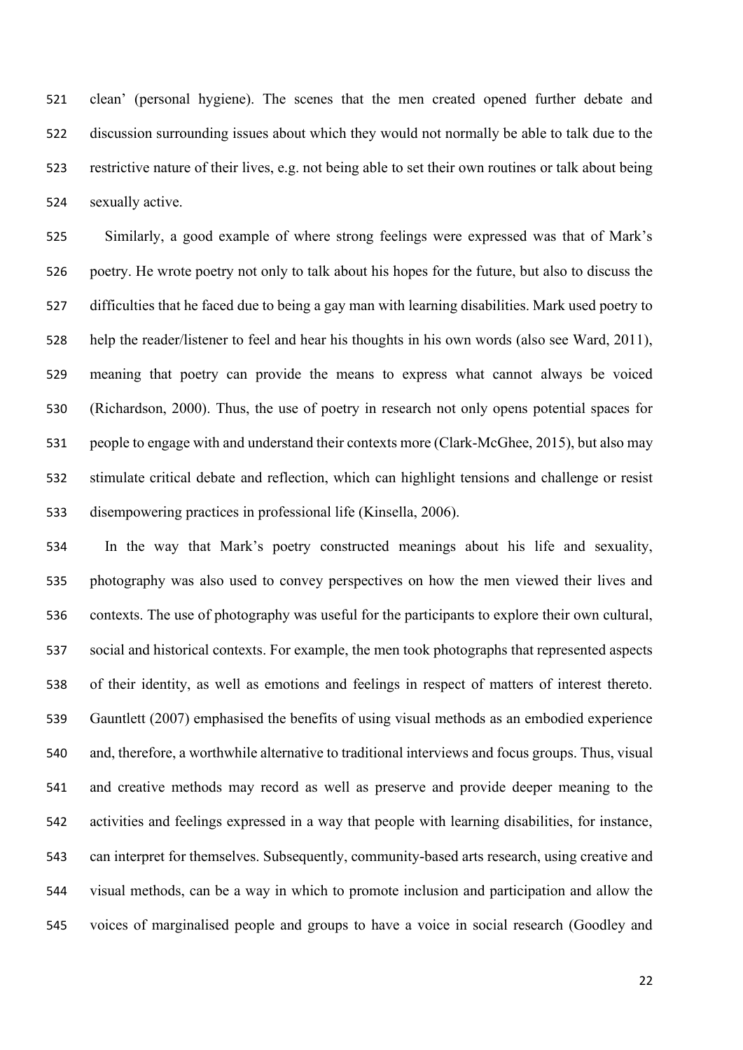clean' (personal hygiene). The scenes that the men created opened further debate and discussion surrounding issues about which they would not normally be able to talk due to the restrictive nature of their lives, e.g. not being able to set their own routines or talk about being sexually active.

Similarly, a good example of where strong feelings were expressed was that of Mark's poetry. He wrote poetry not only to talk about his hopes for the future, but also to discuss the difficulties that he faced due to being a gay man with learning disabilities. Mark used poetry to help the reader/listener to feel and hear his thoughts in his own words (also see Ward, 2011), meaning that poetry can provide the means to express what cannot always be voiced (Richardson, 2000). Thus, the use of poetry in research not only opens potential spaces for people to engage with and understand their contexts more (Clark-McGhee, 2015), but also may stimulate critical debate and reflection, which can highlight tensions and challenge or resist disempowering practices in professional life (Kinsella, 2006).

In the way that Mark's poetry constructed meanings about his life and sexuality, photography was also used to convey perspectives on how the men viewed their lives and contexts. The use of photography was useful for the participants to explore their own cultural, social and historical contexts. For example, the men took photographs that represented aspects of their identity, as well as emotions and feelings in respect of matters of interest thereto. Gauntlett (2007) emphasised the benefits of using visual methods as an embodied experience and, therefore, a worthwhile alternative to traditional interviews and focus groups. Thus, visual and creative methods may record as well as preserve and provide deeper meaning to the activities and feelings expressed in a way that people with learning disabilities, for instance, can interpret for themselves. Subsequently, community-based arts research, using creative and visual methods, can be a way in which to promote inclusion and participation and allow the voices of marginalised people and groups to have a voice in social research (Goodley and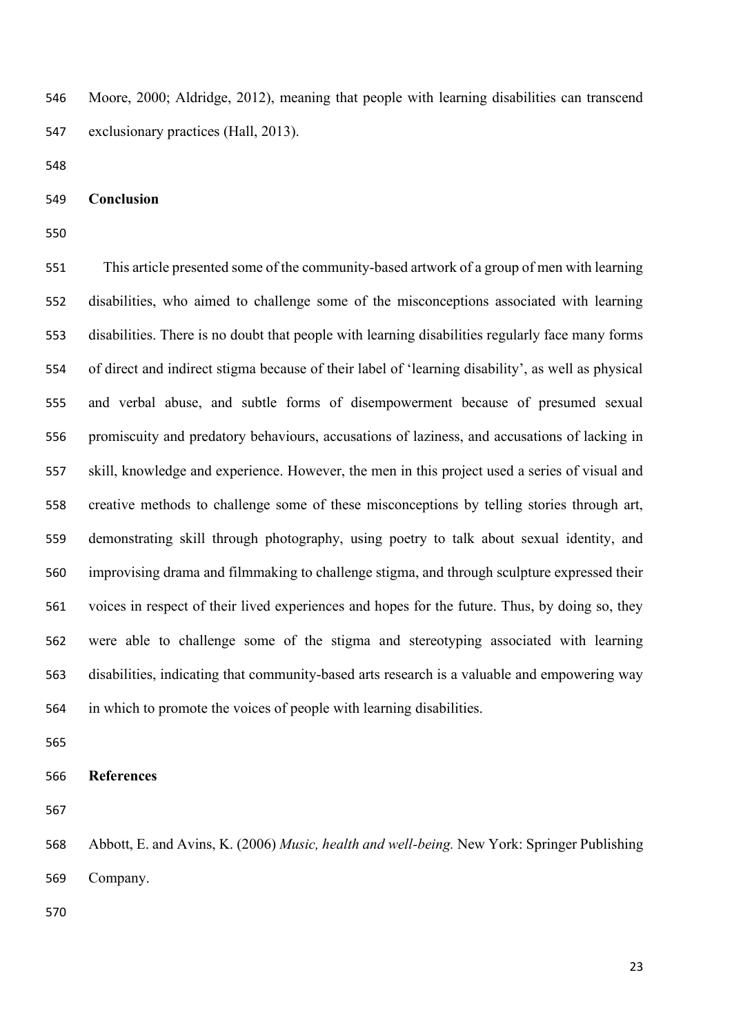Moore, 2000; Aldridge, 2012), meaning that people with learning disabilities can transcend exclusionary practices (Hall, 2013).

## Conclusion

This article presented some of the community-based artwork of a group of men with learning disabilities, who aimed to challenge some of the misconceptions associated with learning disabilities. There is no doubt that people with learning disabilities regularly face many forms of direct and indirect stigma because of their label of 'learning disability', as well as physical and verbal abuse, and subtle forms of disempowerment because of presumed sexual promiscuity and predatory behaviours, accusations of laziness, and accusations of lacking in skill, knowledge and experience. However, the men in this project used a series of visual and creative methods to challenge some of these misconceptions by telling stories through art, demonstrating skill through photography, using poetry to talk about sexual identity, and improvising drama and filmmaking to challenge stigma, and through sculpture expressed their voices in respect of their lived experiences and hopes for the future. Thus, by doing so, they were able to challenge some of the stigma and stereotyping associated with learning disabilities, indicating that community-based arts research is a valuable and empowering way in which to promote the voices of people with learning disabilities.

## References

Abbott, E. and Avins, K. (2006) *Music, health and well-being.* New York: Springer Publishing Company.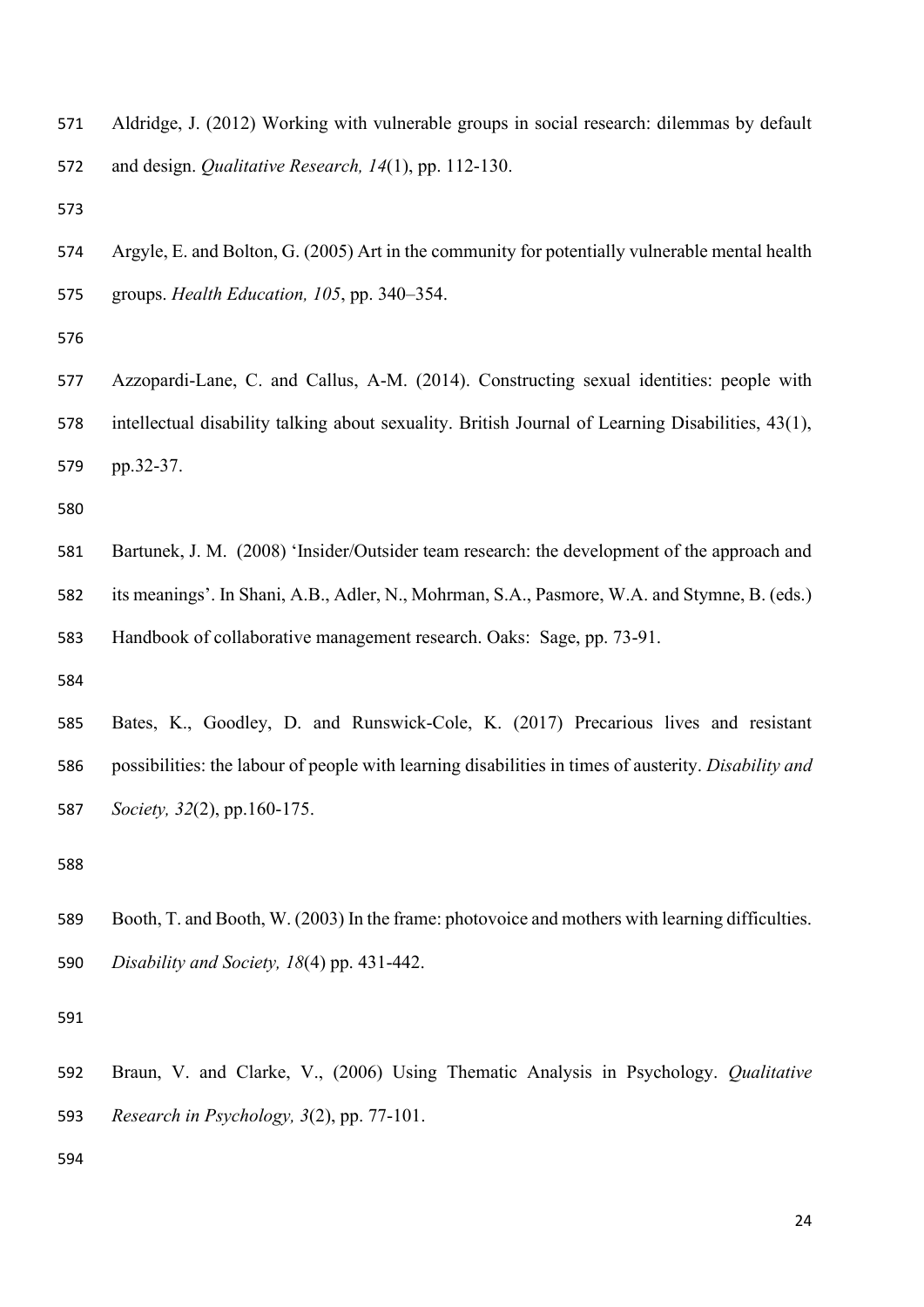Aldridge, J. (2012) Working with vulnerable groups in social research: dilemmas by default and design. *Qualitative Research, 14*(1), pp. 112-130.

Argyle, E. and Bolton, G. (2005) Art in the community for potentially vulnerable mental health groups. *Health Education, 105*, pp. 340–354.

Azzopardi-Lane, C. and Callus, A-M. (2014). Constructing sexual identities: people with intellectual disability talking about sexuality. British Journal of Learning Disabilities, 43(1), pp.32-37.

Bartunek, J. M. (2008) 'Insider/Outsider team research: the development of the approach and its meanings'. In Shani, A.B., Adler, N., Mohrman, S.A., Pasmore, W.A. and Stymne, B. (eds.) Handbook of collaborative management research. Oaks: Sage, pp. 73-91.

Bates, K., Goodley, D. and Runswick-Cole, K. (2017) Precarious lives and resistant possibilities: the labour of people with learning disabilities in times of austerity. *Disability and Society, 32*(2), pp.160-175.

Booth, T. and Booth, W. (2003) In the frame: photovoice and mothers with learning difficulties. *Disability and Society, 18*(4) pp. 431-442.

Braun, V. and Clarke, V., (2006) Using Thematic Analysis in Psychology. *Qualitative Research in Psychology, 3*(2), pp. 77-101.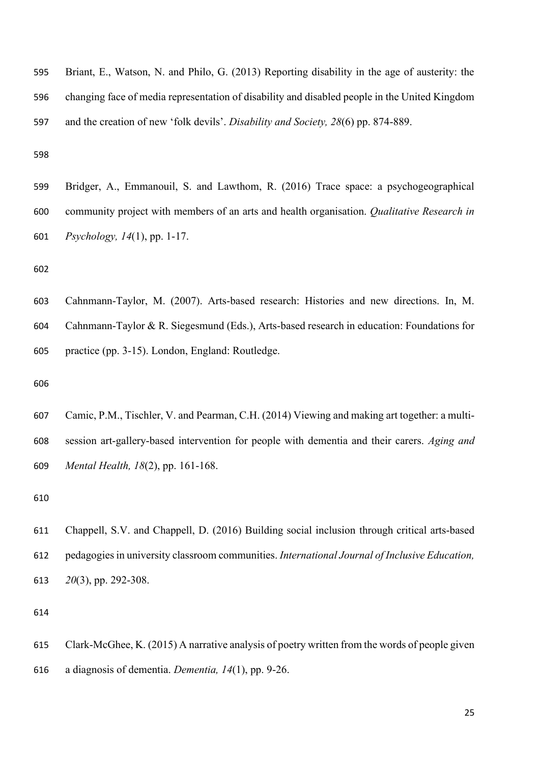Briant, E., Watson, N. and Philo, G. (2013) Reporting disability in the age of austerity: the changing face of media representation of disability and disabled people in the United Kingdom and the creation of new 'folk devils'. *Disability and Society, 28*(6) pp. 874-889.

Bridger, A., Emmanouil, S. and Lawthom, R. (2016) Trace space: a psychogeographical community project with members of an arts and health organisation. *Qualitative Research in Psychology, 14*(1), pp. 1-17.

Cahnmann-Taylor, M. (2007). Arts-based research: Histories and new directions. In, M. Cahnmann-Taylor & R. Siegesmund (Eds.), Arts-based research in education: Foundations for practice (pp. 3-15). London, England: Routledge.

Camic, P.M., Tischler, V. and Pearman, C.H. (2014) Viewing and making art together: a multi-session art-gallery-based intervention for people with dementia and their carers. *Aging and Mental Health, 18*(2), pp. 161-168.

Chappell, S.V. and Chappell, D. (2016) Building social inclusion through critical arts-based pedagogies in university classroom communities. *International Journal of Inclusive Education, 20*(3), pp. 292-308.

Clark-McGhee, K. (2015) A narrative analysis of poetry written from the words of people given a diagnosis of dementia. *Dementia, 14*(1), pp. 9-26.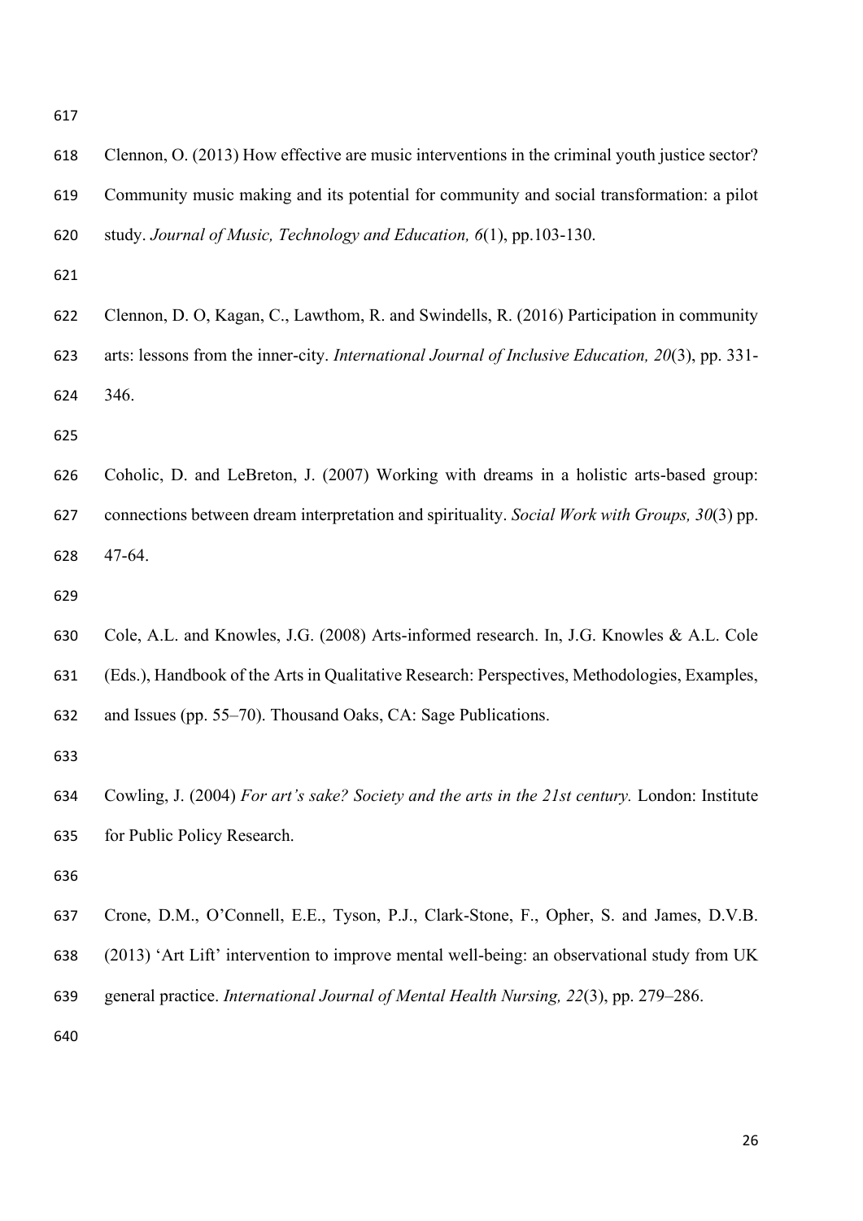Clennon, O. (2013) How effective are music interventions in the criminal youth justice sector? Community music making and its potential for community and social transformation: a pilot study. *Journal of Music, Technology and Education, 6*(1), pp.103-130.

Clennon, D. O, Kagan, C., Lawthom, R. and Swindells, R. (2016) Participation in community arts: lessons from the inner-city. *International Journal of Inclusive Education, 20*(3), pp. 331-346.

Coholic, D. and LeBreton, J. (2007) Working with dreams in a holistic arts-based group: connections between dream interpretation and spirituality. *Social Work with Groups, 30*(3) pp. 47-64.

Cole, A.L. and Knowles, J.G. (2008) Arts-informed research. In, J.G. Knowles & A.L. Cole (Eds.), Handbook of the Arts in Qualitative Research: Perspectives, Methodologies, Examples, and Issues (pp. 55–70). Thousand Oaks, CA: Sage Publications.

Cowling, J. (2004) *For art's sake? Society and the arts in the 21st century.* London: Institute for Public Policy Research.

Crone, D.M., O'Connell, E.E., Tyson, P.J., Clark-Stone, F., Opher, S. and James, D.V.B. (2013) 'Art Lift' intervention to improve mental well-being: an observational study from UK general practice. *International Journal of Mental Health Nursing, 22*(3), pp. 279–286.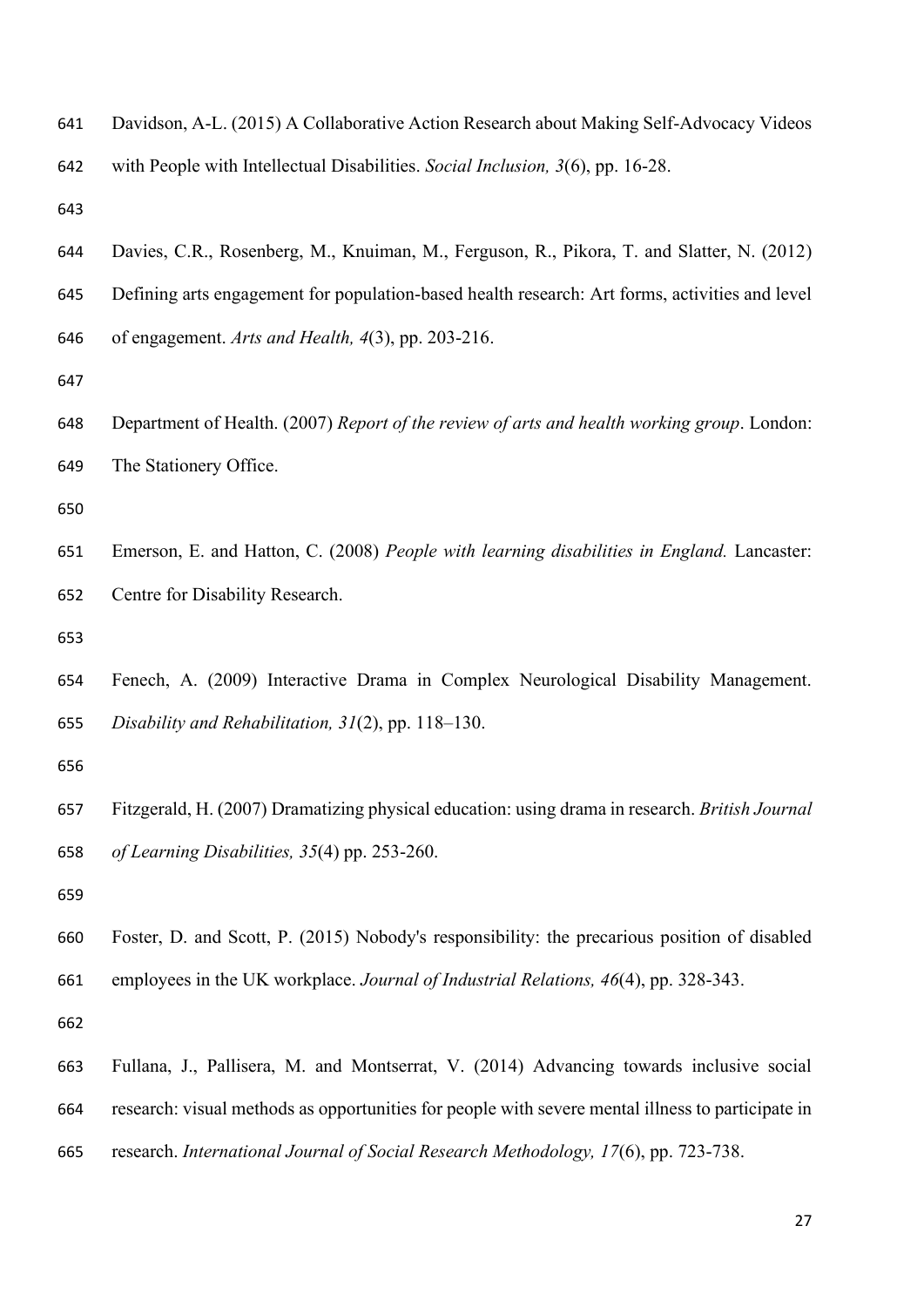Davidson, A-L. (2015) A Collaborative Action Research about Making Self-Advocacy Videos with People with Intellectual Disabilities. *Social Inclusion, 3*(6), pp. 16-28.

Davies, C.R., Rosenberg, M., Knuiman, M., Ferguson, R., Pikora, T. and Slatter, N. (2012) Defining arts engagement for population-based health research: Art forms, activities and level of engagement. *Arts and Health, 4*(3), pp. 203-216.

Department of Health. (2007) *Report of the review of arts and health working group*. London: The Stationery Office.

Emerson, E. and Hatton, C. (2008) *People with learning disabilities in England.* Lancaster: Centre for Disability Research.

Fenech, A. (2009) Interactive Drama in Complex Neurological Disability Management. *Disability and Rehabilitation, 31*(2), pp. 118–130.

Fitzgerald, H. (2007) Dramatizing physical education: using drama in research. *British Journal of Learning Disabilities, 35*(4) pp. 253-260.

Foster, D. and Scott, P. (2015) Nobody's responsibility: the precarious position of disabled employees in the UK workplace. *Journal of Industrial Relations, 46*(4), pp. 328-343.

Fullana, J., Pallisera, M. and Montserrat, V. (2014) Advancing towards inclusive social research: visual methods as opportunities for people with severe mental illness to participate in research. *International Journal of Social Research Methodology, 17*(6), pp. 723-738.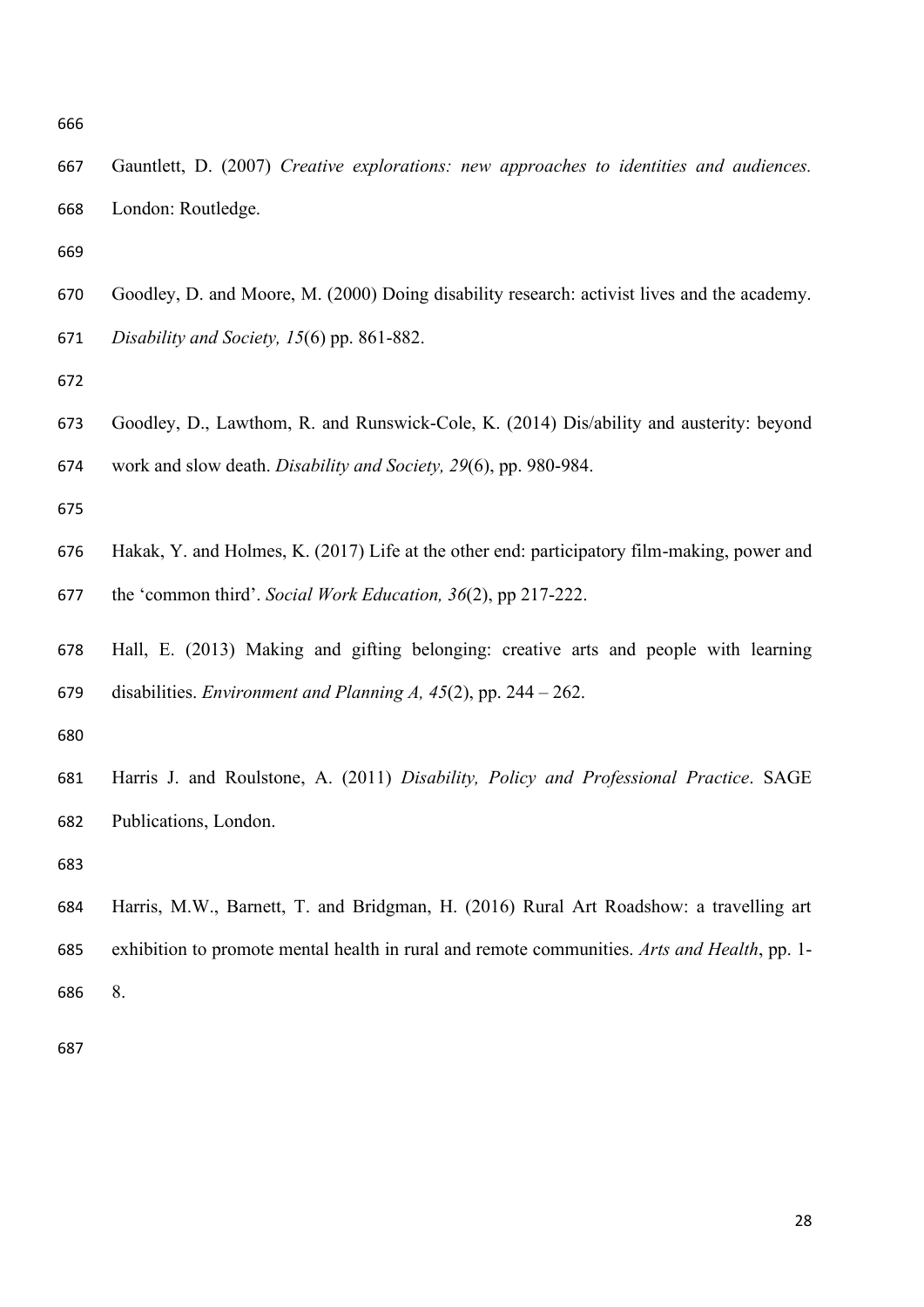Gauntlett, D. (2007) *Creative explorations: new approaches to identities and audiences.* London: Routledge.

Goodley, D. and Moore, M. (2000) Doing disability research: activist lives and the academy. *Disability and Society, 15*(6) pp. 861-882.

Goodley, D., Lawthom, R. and Runswick-Cole, K. (2014) Dis/ability and austerity: beyond work and slow death. *Disability and Society, 29*(6), pp. 980-984.

Hakak, Y. and Holmes, K. (2017) Life at the other end: participatory film-making, power and the 'common third'. *Social Work Education, 36*(2), pp 217-222.

Hall, E. (2013) Making and gifting belonging: creative arts and people with learning disabilities. *Environment and Planning A, 45*(2), pp. 244 – 262.

Harris J. and Roulstone, A. (2011) *Disability, Policy and Professional Practice*. SAGE Publications, London.

Harris, M.W., Barnett, T. and Bridgman, H. (2016) Rural Art Roadshow: a travelling art exhibition to promote mental health in rural and remote communities. *Arts and Health*, pp. 1-8.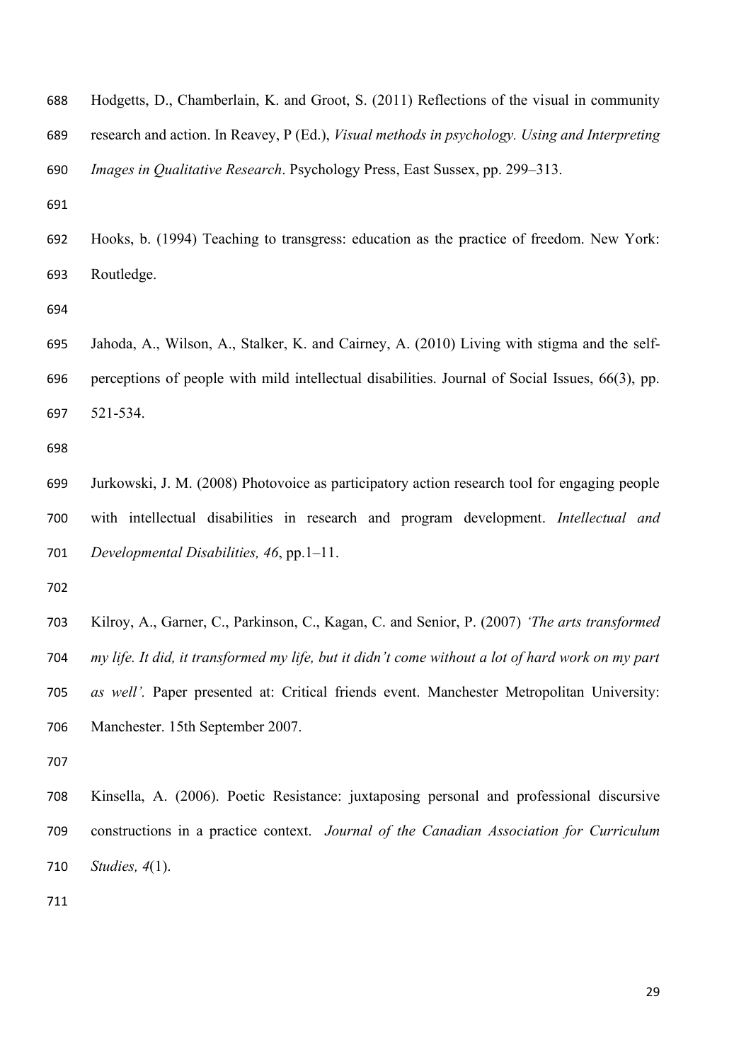Hodgetts, D., Chamberlain, K. and Groot, S. (2011) Reflections of the visual in community research and action. In Reavey, P (Ed.), *Visual methods in psychology. Using and Interpreting Images in Qualitative Research*. Psychology Press, East Sussex, pp. 299–313.

Hooks, b. (1994) Teaching to transgress: education as the practice of freedom. New York: Routledge.

Jahoda, A., Wilson, A., Stalker, K. and Cairney, A. (2010) Living with stigma and the self-perceptions of people with mild intellectual disabilities. Journal of Social Issues, 66(3), pp. 521-534.

Jurkowski, J. M. (2008) Photovoice as participatory action research tool for engaging people with intellectual disabilities in research and program development. *Intellectual and Developmental Disabilities, 46*, pp.1–11.

Kilroy, A., Garner, C., Parkinson, C., Kagan, C. and Senior, P. (2007) *'The arts transformed my life. It did, it transformed my life, but it didn't come without a lot of hard work on my part as well'.* Paper presented at: Critical friends event. Manchester Metropolitan University: Manchester. 15th September 2007.

Kinsella, A. (2006). Poetic Resistance: juxtaposing personal and professional discursive constructions in a practice context. *Journal of the Canadian Association for Curriculum Studies, 4*(1).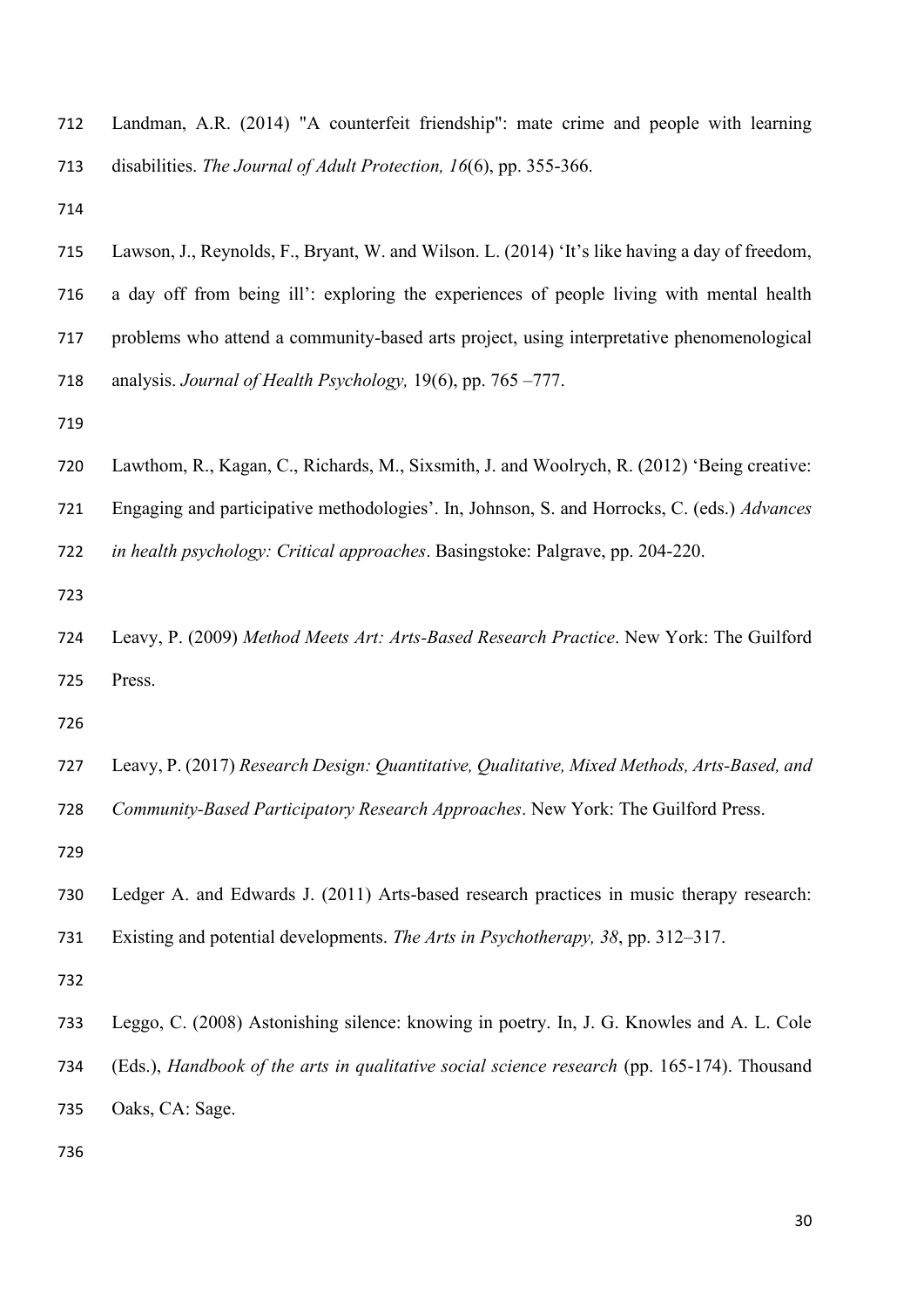Landman, A.R. (2014) "A counterfeit friendship": mate crime and people with learning disabilities. *The Journal of Adult Protection, 16*(6), pp. 355-366.

Lawson, J., Reynolds, F., Bryant, W. and Wilson. L. (2014) 'It's like having a day of freedom, a day off from being ill': exploring the experiences of people living with mental health problems who attend a community-based arts project, using interpretative phenomenological analysis. *Journal of Health Psychology,* 19(6), pp. 765 –777.

Lawthom, R., Kagan, C., Richards, M., Sixsmith, J. and Woolrych, R. (2012) 'Being creative: Engaging and participative methodologies'. In, Johnson, S. and Horrocks, C. (eds.) *Advances in health psychology: Critical approaches*. Basingstoke: Palgrave, pp. 204-220.

Leavy, P. (2009) *Method Meets Art: Arts-Based Research Practice*. New York: The Guilford Press.

Leavy, P. (2017) *Research Design: Quantitative, Qualitative, Mixed Methods, Arts-Based, and Community-Based Participatory Research Approaches*. New York: The Guilford Press.

Ledger A. and Edwards J. (2011) Arts-based research practices in music therapy research: Existing and potential developments. *The Arts in Psychotherapy, 38*, pp. 312–317.

Leggo, C. (2008) Astonishing silence: knowing in poetry. In, J. G. Knowles and A. L. Cole (Eds.), *Handbook of the arts in qualitative social science research* (pp. 165-174). Thousand Oaks, CA: Sage.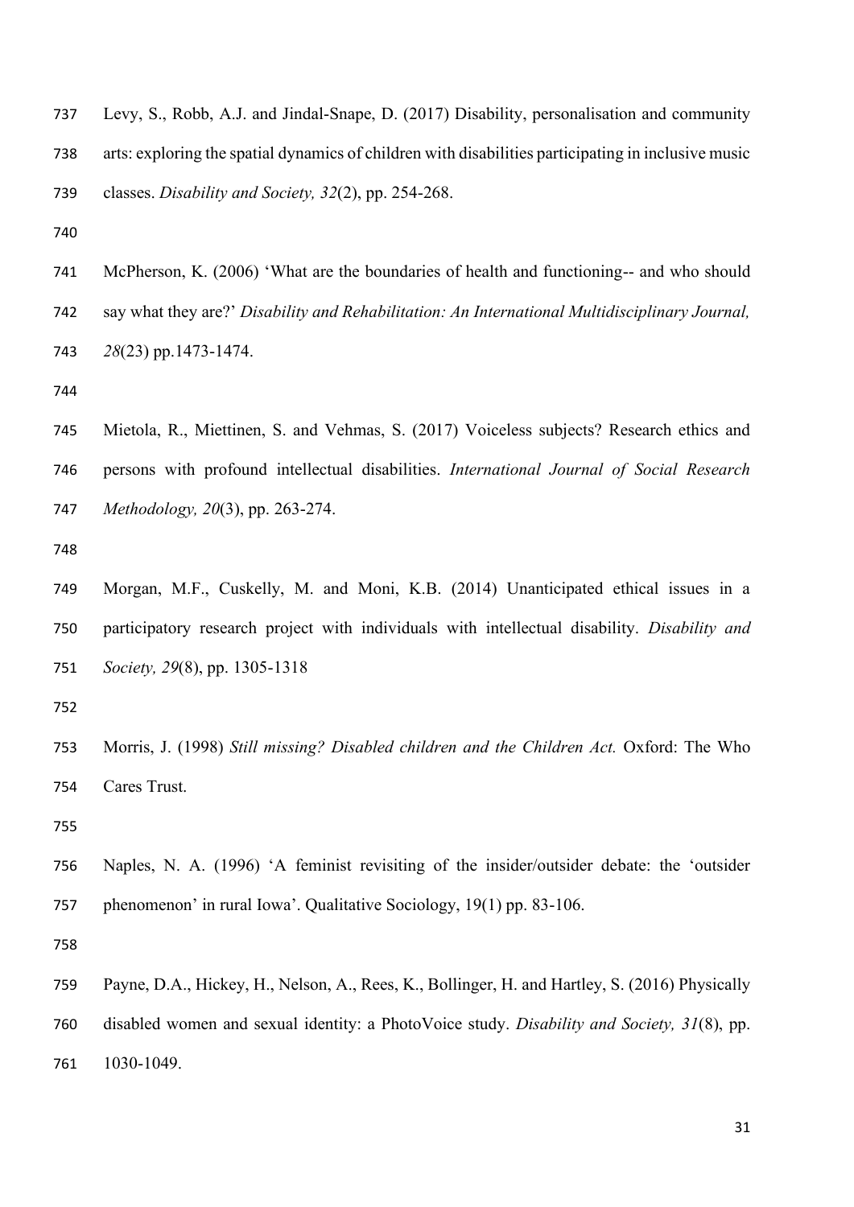Levy, S., Robb, A.J. and Jindal-Snape, D. (2017) Disability, personalisation and community arts: exploring the spatial dynamics of children with disabilities participating in inclusive music classes. *Disability and Society, 32*(2), pp. 254-268.

McPherson, K. (2006) 'What are the boundaries of health and functioning-- and who should say what they are?' *Disability and Rehabilitation: An International Multidisciplinary Journal, 28*(23) pp.1473-1474.

Mietola, R., Miettinen, S. and Vehmas, S. (2017) Voiceless subjects? Research ethics and persons with profound intellectual disabilities. *International Journal of Social Research Methodology, 20*(3), pp. 263-274.

Morgan, M.F., Cuskelly, M. and Moni, K.B. (2014) Unanticipated ethical issues in a participatory research project with individuals with intellectual disability. *Disability and Society, 29*(8), pp. 1305-1318

Morris, J. (1998) *Still missing? Disabled children and the Children Act.* Oxford: The Who Cares Trust.

Naples, N. A. (1996) 'A feminist revisiting of the insider/outsider debate: the 'outsider phenomenon' in rural Iowa'. Qualitative Sociology, 19(1) pp. 83-106.

Payne, D.A., Hickey, H., Nelson, A., Rees, K., Bollinger, H. and Hartley, S. (2016) Physically disabled women and sexual identity: a PhotoVoice study. *Disability and Society, 31*(8), pp. 1030-1049.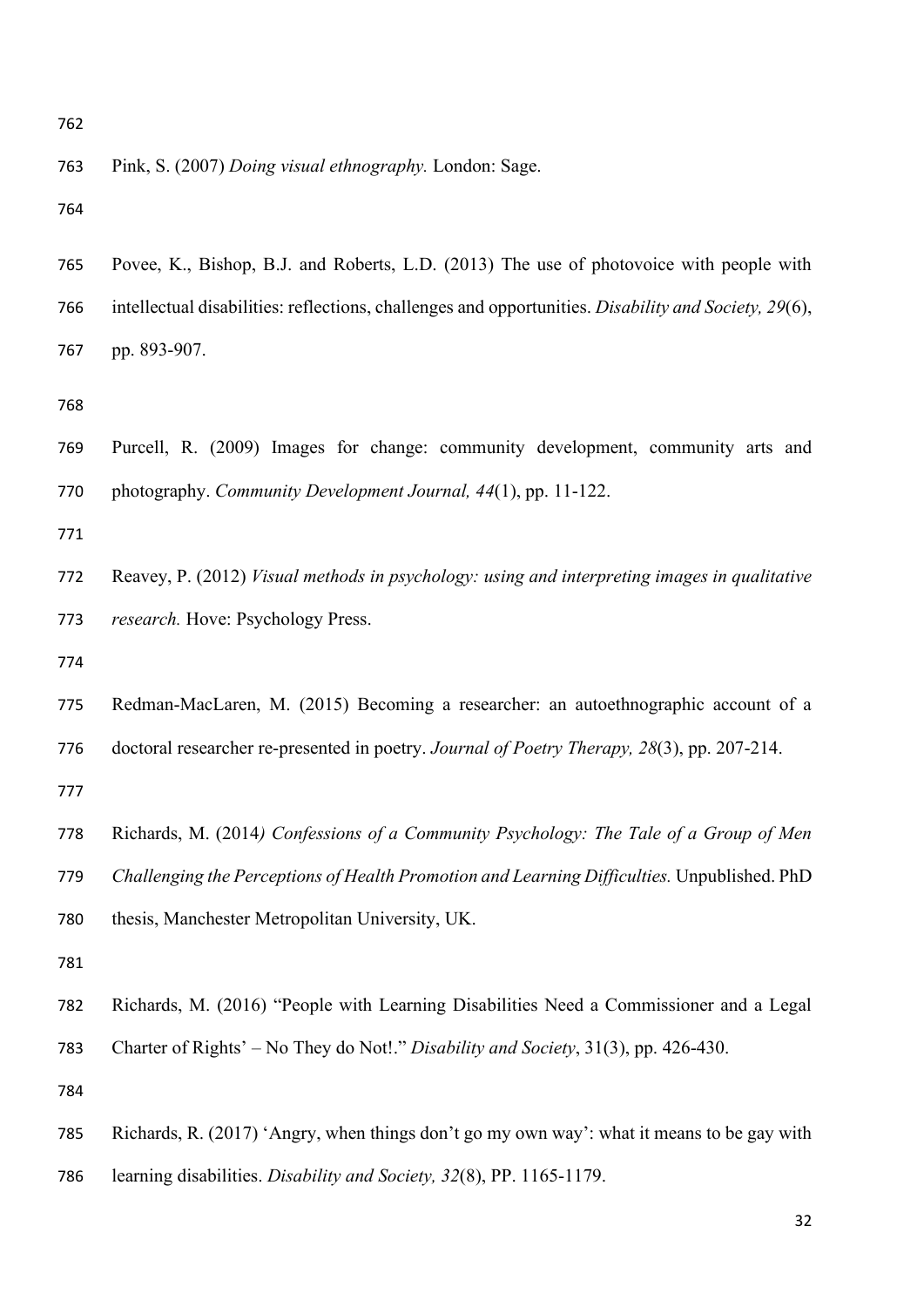Pink, S. (2007) *Doing visual ethnography.* London: Sage.

Povee, K., Bishop, B.J. and Roberts, L.D. (2013) The use of photovoice with people with intellectual disabilities: reflections, challenges and opportunities. *Disability and Society, 29*(6), pp. 893-907.

Purcell, R. (2009) Images for change: community development, community arts and photography. *Community Development Journal, 44*(1), pp. 11-122.

Reavey, P. (2012) *Visual methods in psychology: using and interpreting images in qualitative research.* Hove: Psychology Press.

Redman-MacLaren, M. (2015) Becoming a researcher: an autoethnographic account of a doctoral researcher re-presented in poetry. *Journal of Poetry Therapy, 28*(3), pp. 207-214.

Richards, M. (2014*) Confessions of a Community Psychology: The Tale of a Group of Men Challenging the Perceptions of Health Promotion and Learning Difficulties.* Unpublished. PhD thesis, Manchester Metropolitan University, UK.

Richards, M. (2016) "People with Learning Disabilities Need a Commissioner and a Legal Charter of Rights' – No They do Not!." *Disability and Society*, 31(3), pp. 426-430.

Richards, R. (2017) 'Angry, when things don't go my own way': what it means to be gay with learning disabilities. *Disability and Society, 32*(8), PP. 1165-1179.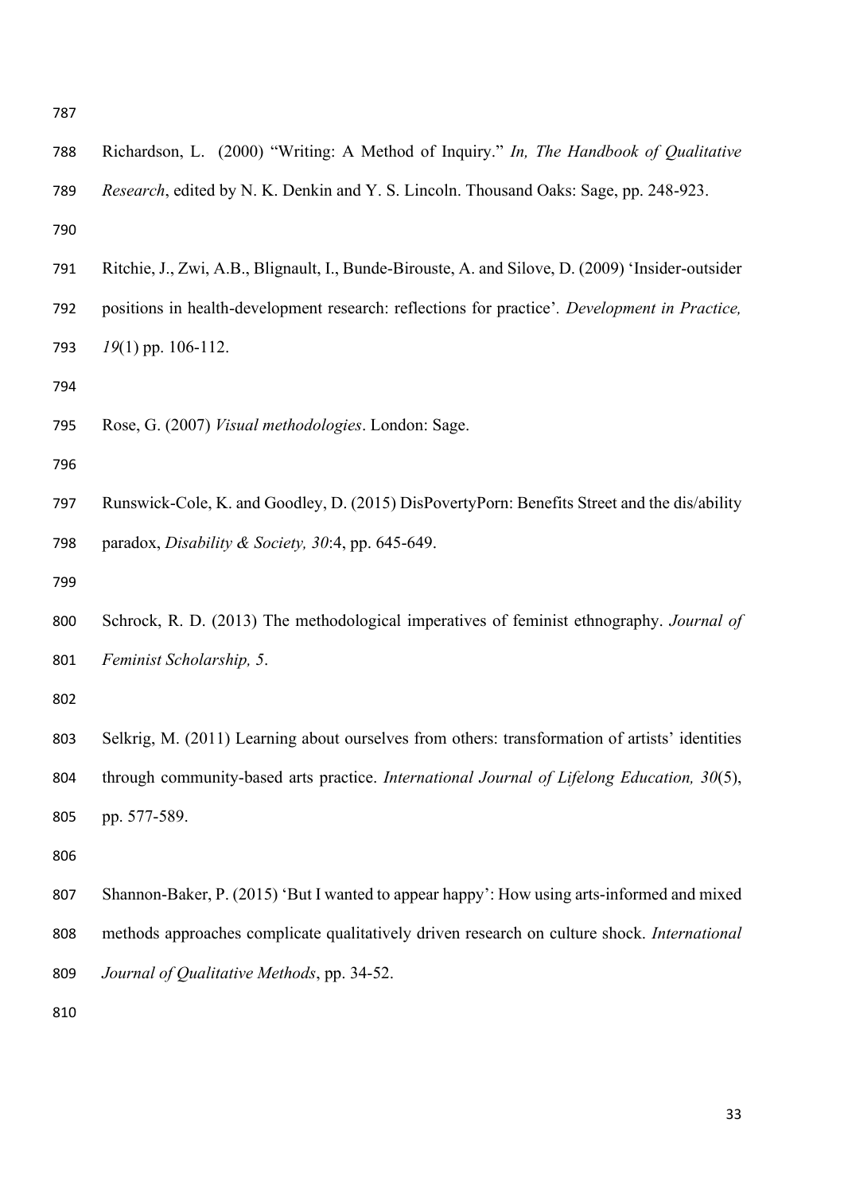Richardson, L. (2000) "Writing: A Method of Inquiry." *In, The Handbook of Qualitative Research*, edited by N. K. Denkin and Y. S. Lincoln. Thousand Oaks: Sage, pp. 248-923.

Ritchie, J., Zwi, A.B., Blignault, I., Bunde-Birouste, A. and Silove, D. (2009) 'Insider-outsider positions in health-development research: reflections for practice'. *Development in Practice, 19*(1) pp. 106-112.

Rose, G. (2007) *Visual methodologies*. London: Sage.

Runswick-Cole, K. and Goodley, D. (2015) DisPovertyPorn: Benefits Street and the dis/ability paradox, *Disability & Society, 30*:4, pp. 645-649.

Schrock, R. D. (2013) The methodological imperatives of feminist ethnography. *Journal of Feminist Scholarship, 5*.

Selkrig, M. (2011) Learning about ourselves from others: transformation of artists' identities through community-based arts practice. *International Journal of Lifelong Education, 30*(5), pp. 577-589.

Shannon-Baker, P. (2015) 'But I wanted to appear happy': How using arts-informed and mixed methods approaches complicate qualitatively driven research on culture shock. *International Journal of Qualitative Methods*, pp. 34-52.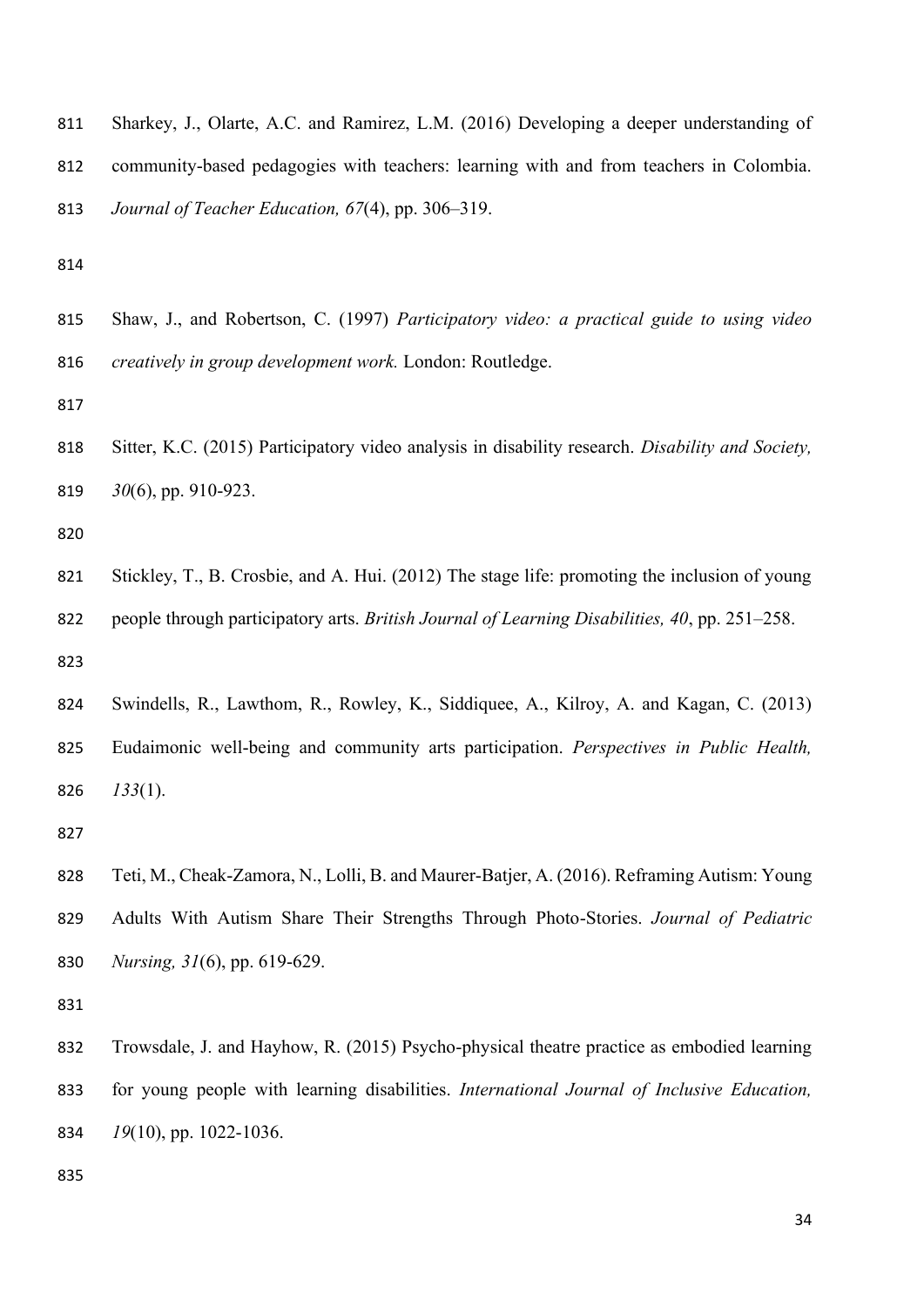Sharkey, J., Olarte, A.C. and Ramirez, L.M. (2016) Developing a deeper understanding of community-based pedagogies with teachers: learning with and from teachers in Colombia. *Journal of Teacher Education, 67*(4), pp. 306–319.

Shaw, J., and Robertson, C. (1997) *Participatory video: a practical guide to using video creatively in group development work.* London: Routledge.

Sitter, K.C. (2015) Participatory video analysis in disability research. *Disability and Society, 30*(6), pp. 910-923.

Stickley, T., B. Crosbie, and A. Hui. (2012) The stage life: promoting the inclusion of young people through participatory arts. *British Journal of Learning Disabilities, 40*, pp. 251–258.

Swindells, R., Lawthom, R., Rowley, K., Siddiquee, A., Kilroy, A. and Kagan, C. (2013) Eudaimonic well-being and community arts participation. *Perspectives in Public Health, 133*(1).

Teti, M., Cheak-Zamora, N., Lolli, B. and Maurer-Batjer, A. (2016). Reframing Autism: Young Adults With Autism Share Their Strengths Through Photo-Stories. *Journal of Pediatric Nursing, 31*(6), pp. 619-629.

Trowsdale, J. and Hayhow, R. (2015) Psycho-physical theatre practice as embodied learning for young people with learning disabilities. *International Journal of Inclusive Education, 19*(10), pp. 1022-1036.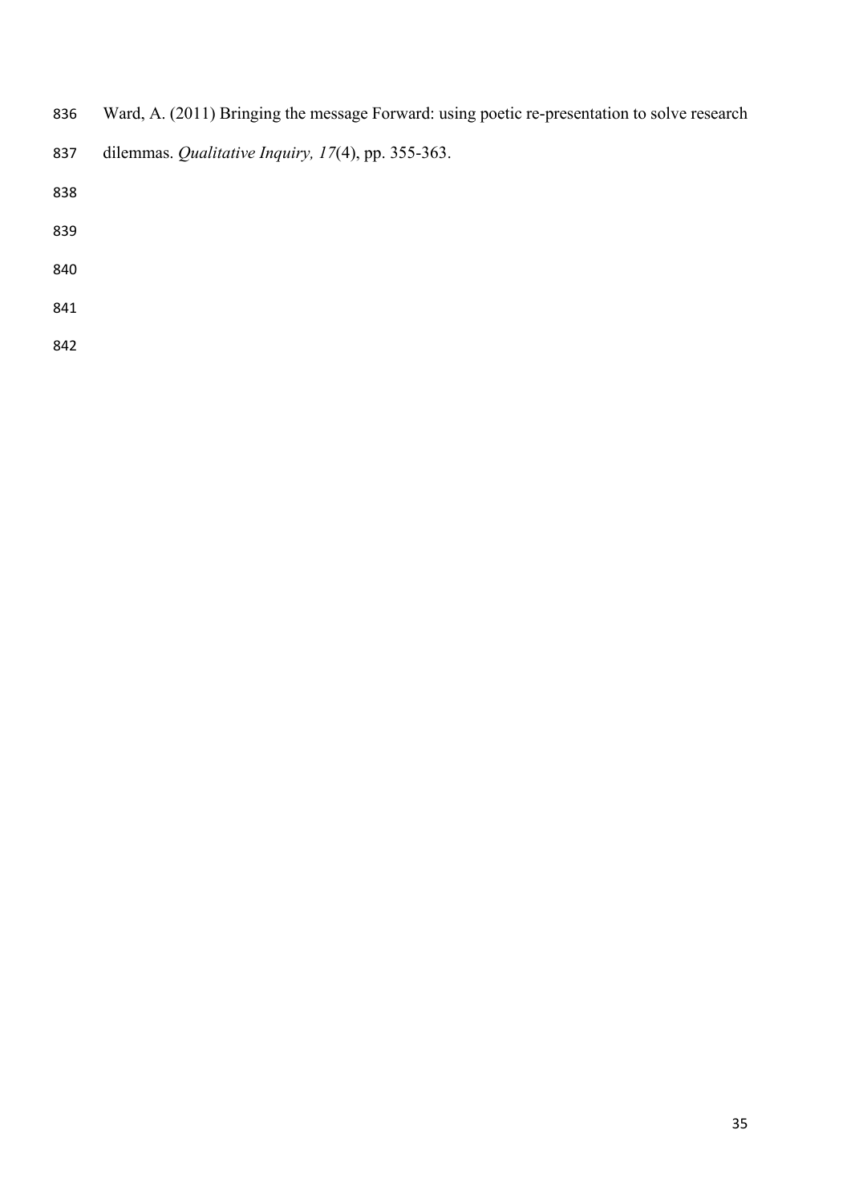Ward, A. (2011) Bringing the message Forward: using poetic re-presentation to solve research dilemmas. *Qualitative Inquiry, 17*(4), pp. 355-363.